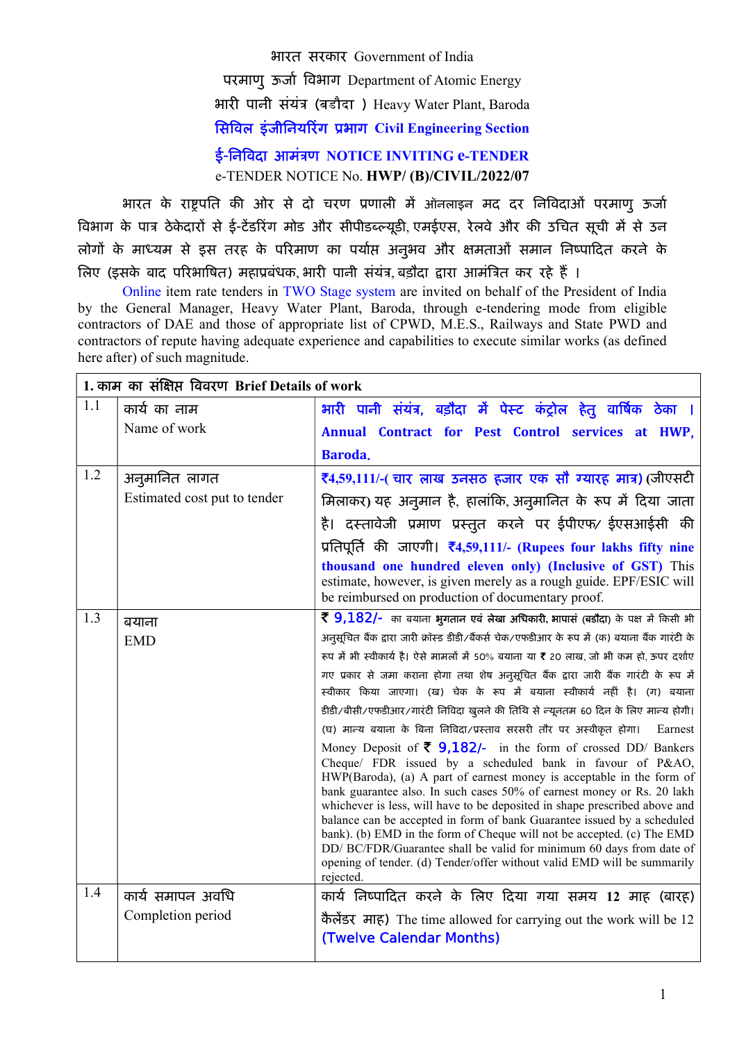भारत सरकार Government of India

परमाणु ऊर्जा विभाग Department of Atomic Energy

भारी पानी संयंत्र (बड़ौदा ) Heavy Water Plant, Baroda

**सिविल इंजीनियरिंग प्रभाग Civil Engineering Section**

**ई-निविदा आमंत्रण NOTICE INVITING e-TENDER**

e-TENDER NOTICE No. **HWP/ (B)/CIVIL/2022/07**

भारत के राष्ट्रपति की ओर से दो चरण प्रणाली में ऑनलाइन मद दर निविदाओं परमाणु ऊर्जा विभाग के पात्र ठेकेदारों से ई-टेंडरिंग मोड और सीपीडब्ल्यूडी, एमईएस, रेलवे और की उचित सूची में से उन लोगों के माध्यम से इस तरह के परिमाण का पर्याप्त अनुभव और क्षमताओं समान निष्पादित करने के लिए (इसके बाद परिभाषित) महाप्रबंधक, भारी पानी संयंत्र, बड़ौदा द्वारा आमंत्रित कर रहे हैं ।

Online item rate tenders in TWO Stage system are invited on behalf of the President of India by the General Manager, Heavy Water Plant, Baroda, through e-tendering mode from eligible contractors of DAE and those of appropriate list of CPWD, M.E.S., Railways and State PWD and contractors of repute having adequate experience and capabilities to execute similar works (as defined here after) of such magnitude.

| **1. काम का संक्षिप्त विवरण Brief Details of work** | | |
|---|---|---|
| 1.1 | कार्य का नाम<br>Name of work | **भारी पानी संयंत्र, बड़ौदा में पेस्ट कंट्रोल हेतु वार्षिक ठेका । Annual Contract for Pest Control services at HWP, Baroda.** |
| 1.2 | अनुमानित लागत<br>Estimated cost put to tender | **₹4,59,111/-( चार लाख उनसठ हजार एक सौ ग्यारह मात्र) (जीएसटी मिलाकर)** यह अनुमान है, हालांकि, अनुमानित के रूप में दिया जाता है। दस्तावेजी प्रमाण प्रस्तुत करने पर ईपीएफ/ ईएसआईसी की प्रतिपूर्ति की जाएगी। **₹4,59,111/- (Rupees four lakhs fifty nine thousand one hundred eleven only) (Inclusive of GST)** This estimate, however, is given merely as a rough guide. EPF/ESIC will be reimbursed on production of documentary proof. |
| 1.3 | बयाना<br>EMD | **₹ 9,182/-** का बयाना **भुगतान एवं लेखा अधिकारी, भापासं (बड़ौदा)** के पक्ष में किसी भी अनुसूचित बैंक द्वारा जारी क्रॉस्ड डीडी/बैंकर्स चेक/एफडीआर के रूप में (क) बयाना बैंक गारंटी के रूप में भी स्वीकार्य है। ऐसे मामलों में 50% बयाना या ₹ 20 लाख, जो भी कम हो, ऊपर दर्शाए गए प्रकार से जमा कराना होगा तथा शेष अनुसूचित बैंक द्वारा जारी बैंक गारंटी के रूप में स्वीकार किया जाएगा। (ख) चेक के रूप में बयाना स्वीकार्य नहीं है। (ग) बयाना डीडी/बीसी/एफडीआर/गारंटी निविदा खुलने की तिथि से न्यूनतम 60 दिन के लिए मान्य होगी। (घ) मान्य बयाना के बिना निविदा/प्रस्ताव सरसरी तौर पर अस्वीकृत होगा। Earnest Money Deposit of **₹ 9,182/-** in the form of crossed DD/ Bankers Cheque/ FDR issued by a scheduled bank in favour of P&AO, HWP(Baroda), (a) A part of earnest money is acceptable in the form of bank guarantee also. In such cases 50% of earnest money or Rs. 20 lakh whichever is less, will have to be deposited in shape prescribed above and balance can be accepted in form of bank Guarantee issued by a scheduled bank). (b) EMD in the form of Cheque will not be accepted. (c) The EMD DD/ BC/FDR/Guarantee shall be valid for minimum 60 days from date of opening of tender. (d) Tender/offer without valid EMD will be summarily rejected. |
| 1.4 | कार्य समापन अवधि<br>Completion period | कार्य निष्पादित करने के लिए दिया गया समय **12** माह (बारह) कैलेंडर माह) The time allowed for carrying out the work will be 12 (Twelve Calendar Months) |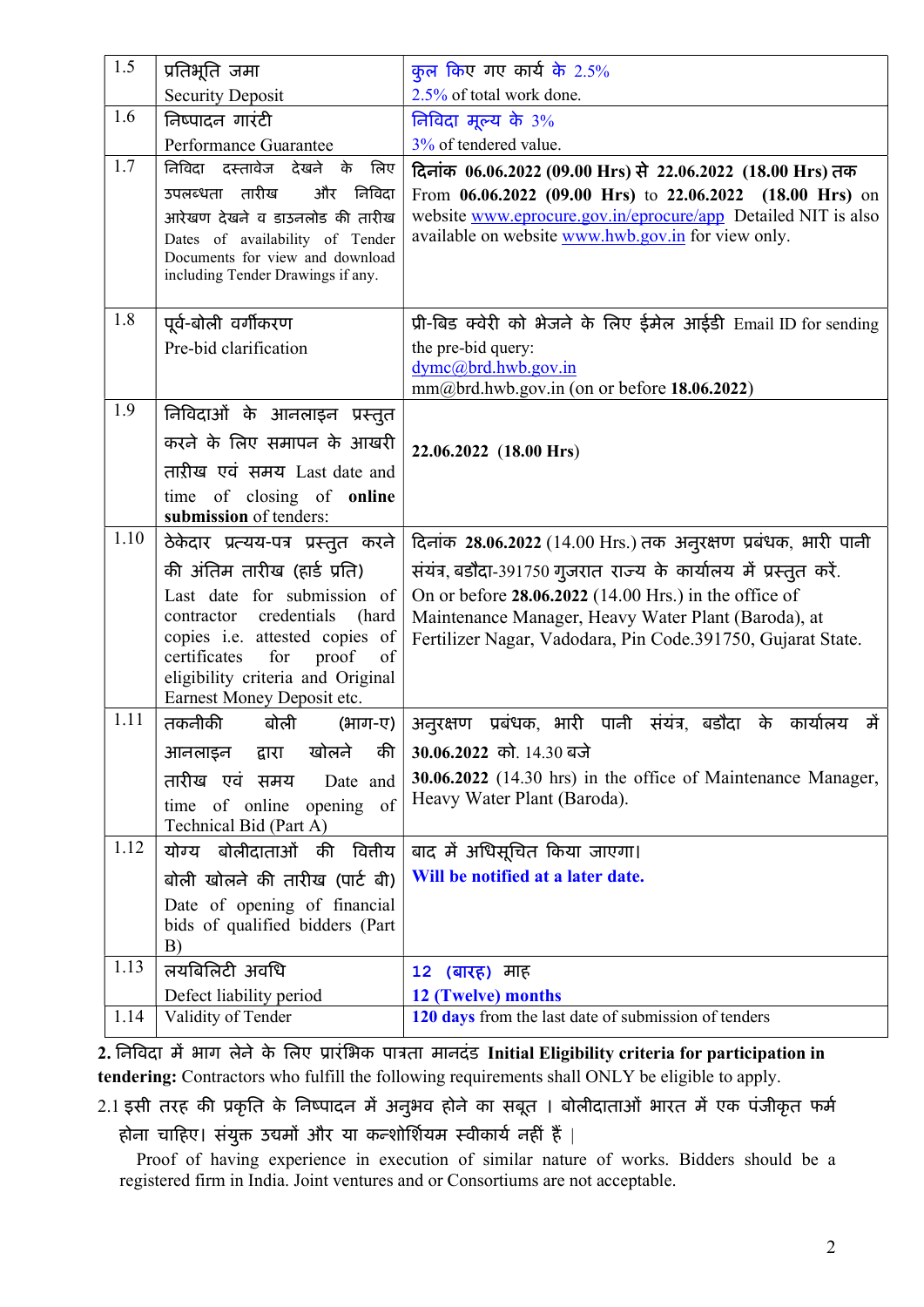| | | |
|---|---|---|
| 1.5 | प्रतिभूति जमा<br>Security Deposit | कुल किए गए कार्य के 2.5%<br>2.5% of total work done. |
| 1.6 | निष्पादन गारंटी<br>Performance Guarantee | निविदा मूल्य के 3%<br>3% of tendered value. |
| 1.7 | निविदा दस्तावेज देखने के लिए उपलब्धता तारीख और निविदा आरेखण देखने व डाउनलोड की तारीख<br>Dates of availability of Tender Documents for view and download including Tender Drawings if any. | **दिनांक 06.06.2022 (09.00 Hrs) से 22.06.2022 (18.00 Hrs) तक**<br>From **06.06.2022 (09.00 Hrs)** to **22.06.2022 (18.00 Hrs)** on website www.eprocure.gov.in/eprocure/app Detailed NIT is also available on website www.hwb.gov.in for view only. |
| 1.8 | पूर्व-बोली वर्गीकरण<br>Pre-bid clarification | प्री-बिड क्वेरी को भेजने के लिए ईमेल आईडी Email ID for sending the pre-bid query:<br>dymc@brd.hwb.gov.in<br>mm@brd.hwb.gov.in (on or before **18.06.2022**) |
| 1.9 | निविदाओं के आनलाइन प्रस्तुत करने के लिए समापन के आखरी तारीख एवं समय Last date and time of closing of **online submission** of tenders: | **22.06.2022 (18.00 Hrs)** |
| 1.10 | ठेकेदार प्रत्यय-पत्र प्रस्तुत करने की अंतिम तारीख (हार्ड प्रति)<br>Last date for submission of contractor credentials (hard copies i.e. attested copies of certificates for proof of eligibility criteria and Original Earnest Money Deposit etc. | दिनांक **28.06.2022** (14.00 Hrs.) तक अनुरक्षण प्रबंधक, भारी पानी संयंत्र, बडौदा-391750 गुजरात राज्य के कार्यालय में प्रस्तुत करें.<br>On or before **28.06.2022** (14.00 Hrs.) in the office of Maintenance Manager, Heavy Water Plant (Baroda), at Fertilizer Nagar, Vadodara, Pin Code.391750, Gujarat State. |
| 1.11 | तकनीकी बोली (भाग-ए) आनलाइन द्वारा खोलने की तारीख एवं समय Date and time of online opening of Technical Bid (Part A) | अनुरक्षण प्रबंधक, भारी पानी संयंत्र, बडौदा के कार्यालय में **30.06.2022** को. 14.30 बजे<br>**30.06.2022** (14.30 hrs) in the office of Maintenance Manager, Heavy Water Plant (Baroda). |
| 1.12 | योग्य बोलीदाताओं की वित्तीय बोली खोलने की तारीख (पार्ट बी)<br>Date of opening of financial bids of qualified bidders (Part B) | बाद में अधिसूचित किया जाएगा।<br>**Will be notified at a later date.** |
| 1.13 | लयबिलिटी अवधि<br>Defect liability period | **12 (बारह) माह**<br>**12 (Twelve) months** |
| 1.14 | Validity of Tender | **120 days** from the last date of submission of tenders |

**2.** निविदा में भाग लेने के लिए प्रारंभिक पात्रता मानदंड **Initial Eligibility criteria for participation in tendering:** Contractors who fulfill the following requirements shall ONLY be eligible to apply.

2.1 इसी तरह की प्रकृति के निष्पादन में अनुभव होने का सबूत । बोलीदाताओं भारत में एक पंजीकृत फर्म होना चाहिए। संयुक्त उद्यमों और या कन्शोर्शियम स्वीकार्य नहीं हैं |

Proof of having experience in execution of similar nature of works. Bidders should be a registered firm in India. Joint ventures and or Consortiums are not acceptable.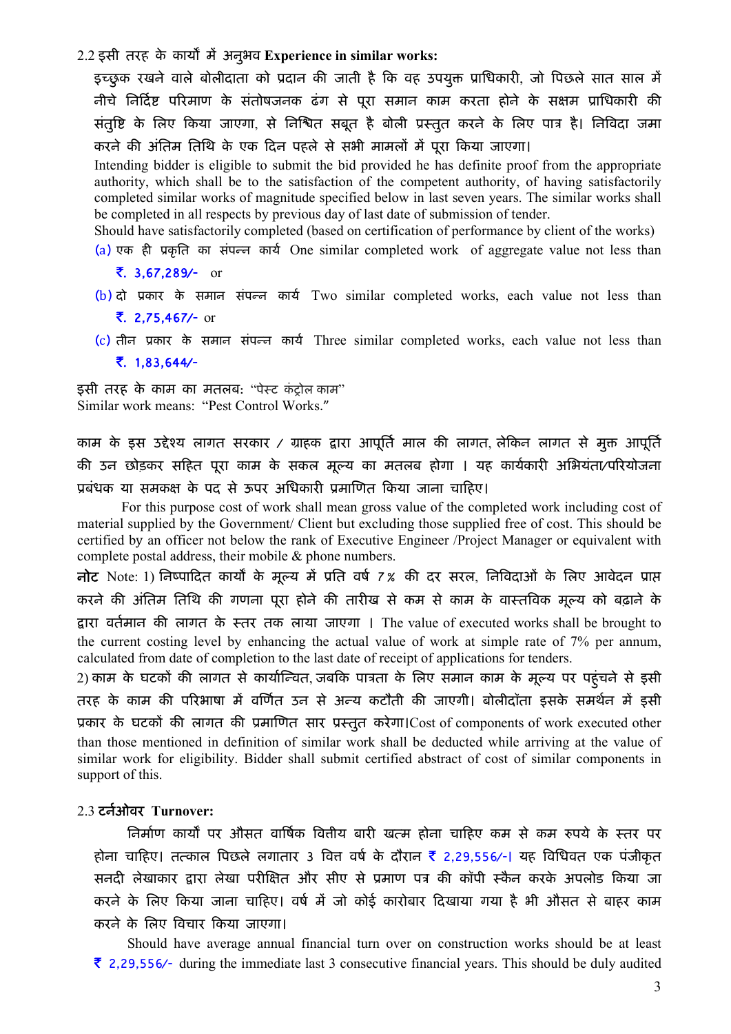2.2 इसी तरह के कार्यों में अनुभव **Experience in similar works:**

इच्छुक रखने वाले बोलीदाता को प्रदान की जाती है कि वह उपयुक्त प्राधिकारी, जो पिछले सात साल में नीचे निर्दिष्ट परिमाण के संतोषजनक ढंग से पूरा समान काम करता होने के सक्षम प्राधिकारी की संतुष्टि के लिए किया जाएगा, से निश्चित सबूत है बोली प्रस्तुत करने के लिए पात्र है। निविदा जमा करने की अंतिम तिथि के एक दिन पहले से सभी मामलों में पूरा किया जाएगा।

Intending bidder is eligible to submit the bid provided he has definite proof from the appropriate authority, which shall be to the satisfaction of the competent authority, of having satisfactorily completed similar works of magnitude specified below in last seven years. The similar works shall be completed in all respects by previous day of last date of submission of tender.

Should have satisfactorily completed (based on certification of performance by client of the works)

(a) एक ही प्रकृति का संपन्न कार्य One similar completed work of aggregate value not less than ₹. 3,67,289/- or

(b) दो प्रकार के समान संपन्न कार्य Two similar completed works, each value not less than ₹. 2,75,467/- or

(c) तीन प्रकार के समान संपन्न कार्य Three similar completed works, each value not less than ₹. 1,83,644/-

इसी तरह के काम का मतलब: "पेस्ट कंट्रोल काम"
Similar work means: "Pest Control Works."

काम के इस उद्देश्य लागत सरकार / ग्राहक द्वारा आपूर्ति माल की लागत, लेकिन लागत से मुक्त आपूर्ति की उन छोड़कर सहित पूरा काम के सकल मूल्य का मतलब होगा । यह कार्यकारी अभियंता/परियोजना प्रबंधक या समकक्ष के पद से ऊपर अधिकारी प्रमाणित किया जाना चाहिए।

For this purpose cost of work shall mean gross value of the completed work including cost of material supplied by the Government/ Client but excluding those supplied free of cost. This should be certified by an officer not below the rank of Executive Engineer /Project Manager or equivalent with complete postal address, their mobile & phone numbers.

**नोट** Note: 1) निष्पादित कार्यों के मूल्य में प्रति वर्ष 7% की दर सरल, निविदाओं के लिए आवेदन प्राप्त करने की अंतिम तिथि की गणना पूरा होने की तारीख से कम से काम के वास्तविक मूल्य को बढ़ाने के द्वारा वर्तमान की लागत के स्तर तक लाया जाएगा । The value of executed works shall be brought to the current costing level by enhancing the actual value of work at simple rate of 7% per annum, calculated from date of completion to the last date of receipt of applications for tenders.

2) काम के घटकों की लागत से कार्यान्वित, जबकि पात्रता के लिए समान काम के मूल्य पर पहुंचने से इसी तरह के काम की परिभाषा में वर्णित उन से अन्य कटौती की जाएगी। बोलीदाता इसके समर्थन में इसी प्रकार के घटकों की लागत की प्रमाणित सार प्रस्तुत करेगा।Cost of components of work executed other than those mentioned in definition of similar work shall be deducted while arriving at the value of similar work for eligibility. Bidder shall submit certified abstract of cost of similar components in support of this.

2.3 **टर्नओवर Turnover:**

निर्माण कार्यों पर औसत वार्षिक वित्तीय बारी खत्म होना चाहिए कम से कम रुपये के स्तर पर होना चाहिए। तत्काल पिछले लगातार 3 वित्त वर्ष के दौरान ₹ 2,29,556/-। यह विधिवत एक पंजीकृत सनदी लेखाकार द्वारा लेखा परीक्षित और सीए से प्रमाण पत्र की कॉपी स्कैन करके अपलोड किया जा करने के लिए किया जाना चाहिए। वर्ष में जो कोई कारोबार दिखाया गया है भी औसत से बाहर काम करने के लिए विचार किया जाएगा।

Should have average annual financial turn over on construction works should be at least ₹ 2,29,556/- during the immediate last 3 consecutive financial years. This should be duly audited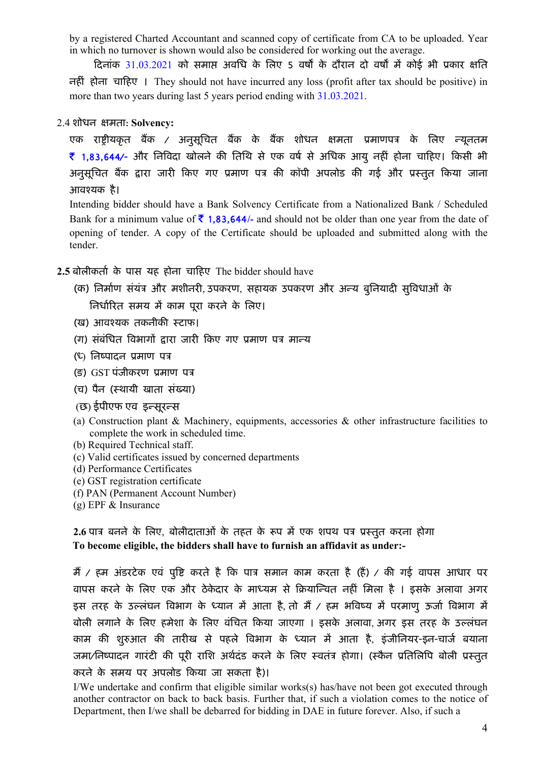by a registered Charted Accountant and scanned copy of certificate from CA to be uploaded. Year in which no turnover is shown would also be considered for working out the average.

दिनांक 31.03.2021 को समाप्त अवधि के लिए 5 वर्षों के दौरान दो वर्षों में कोई भी प्रकार क्षति नहीं होना चाहिए । They should not have incurred any loss (profit after tax should be positive) in more than two years during last 5 years period ending with 31.03.2021.

2.4 शोधन क्षमता: **Solvency:**

एक राष्ट्रीयकृत बैंक / अनुसूचित बैंक के बैंक शोधन क्षमता प्रमाणपत्र के लिए न्यूनतम ₹ 1,83,644/- और निविदा खोलने की तिथि से एक वर्ष से अधिक आयु नहीं होना चाहिए। किसी भी अनुसूचित बैंक द्वारा जारी किए गए प्रमाण पत्र की कॉपी अपलोड की गई और प्रस्तुत किया जाना आवश्यक है।

Intending bidder should have a Bank Solvency Certificate from a Nationalized Bank / Scheduled Bank for a minimum value of ₹ 1,83,644/- and should not be older than one year from the date of opening of tender. A copy of the Certificate should be uploaded and submitted along with the tender.

**2.5** बोलीकर्ता के पास यह होना चाहिए The bidder should have

(क) निर्माण संयंत्र और मशीनरी, उपकरण, सहायक उपकरण और अन्य बुनियादी सुविधाओं के निर्धारित समय में काम पूरा करने के लिए।
(ख) आवश्यक तकनीकी स्टाफ।
(ग) संबंधित विभागों द्वारा जारी किए गए प्रमाण पत्र मान्य
(घ) निष्पादन प्रमाण पत्र
(ङ) GST पंजीकरण प्रमाण पत्र
(च) पैन (स्थायी खाता संख्या)
(छ) ईपीएफ एव इन्सूरन्स

(a) Construction plant & Machinery, equipments, accessories & other infrastructure facilities to complete the work in scheduled time.
(b) Required Technical staff.
(c) Valid certificates issued by concerned departments
(d) Performance Certificates
(e) GST registration certificate
(f) PAN (Permanent Account Number)
(g) EPF & Insurance

**2.6** पात्र बनने के लिए, बोलीदाताओं के तहत के रूप में एक शपथ पत्र प्रस्तुत करना होगा
**To become eligible, the bidders shall have to furnish an affidavit as under:-**

मैं / हम अंडरटेक एवं पुष्टि करते है कि पात्र समान काम करता है (हैं) / की गई वापस आधार पर वापस करने के लिए एक और ठेकेदार के माध्यम से क्रियान्वित नहीं मिला है । इसके अलावा अगर इस तरह के उल्लंघन विभाग के ध्यान में आता है, तो मैं / हम भविष्य में परमाणु ऊर्जा विभाग में बोली लगाने के लिए हमेशा के लिए वंचित किया जाएगा । इसके अलावा, अगर इस तरह के उल्लंघन काम की शुरुआत की तारीख से पहले विभाग के ध्यान में आता है, इंजीनियर-इन-चार्ज बयाना जमा/निष्पादन गारंटी की पूरी राशि अर्थदंड करने के लिए स्वतंत्र होगा। (स्कैन प्रतिलिपि बोली प्रस्तुत करने के समय पर अपलोड किया जा सकता है)।

I/We undertake and confirm that eligible similar works(s) has/have not been got executed through another contractor on back to back basis. Further that, if such a violation comes to the notice of Department, then I/we shall be debarred for bidding in DAE in future forever. Also, if such a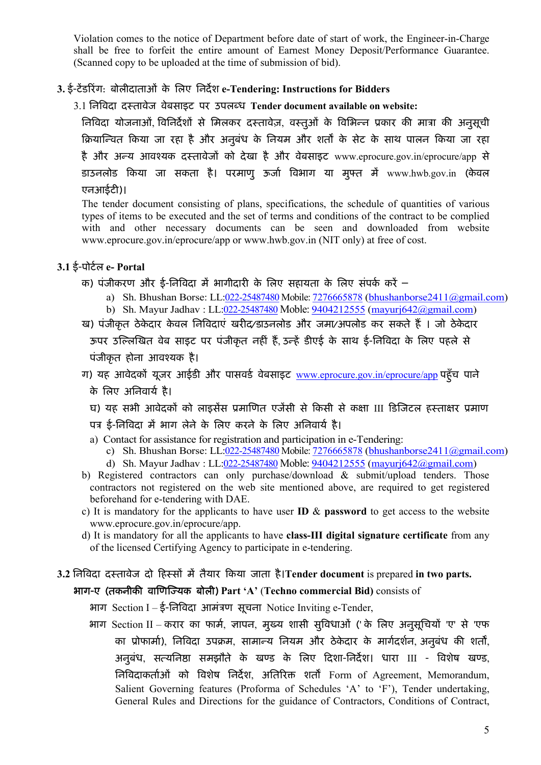Violation comes to the notice of Department before date of start of work, the Engineer-in-Charge shall be free to forfeit the entire amount of Earnest Money Deposit/Performance Guarantee. (Scanned copy to be uploaded at the time of submission of bid).

### 3. ई-टेंडरिंग: बोलीदाताओं के लिए निर्देश e-Tendering: Instructions for Bidders

3.1 निविदा दस्तावेज वेबसाइट पर उपलब्ध **Tender document available on website:**

निविदा योजनाओं, विनिर्देशों से मिलकर दस्तावेज़, वस्तुओं के विभिन्न प्रकार की मात्रा की अनुसूची क्रियान्वित किया जा रहा है और अनुबंध के नियम और शर्तों के सेट के साथ पालन किया जा रहा है और अन्य आवश्यक दस्तावेजों को देखा है और वेबसाइट www.eprocure.gov.in/eprocure/app से डाउनलोड किया जा सकता है। परमाणु ऊर्जा विभाग या मुफ्त में www.hwb.gov.in (केवल एनआईटी)।

The tender document consisting of plans, specifications, the schedule of quantities of various types of items to be executed and the set of terms and conditions of the contract to be complied with and other necessary documents can be seen and downloaded from website www.eprocure.gov.in/eprocure/app or www.hwb.gov.in (NIT only) at free of cost.

### 3.1 ई-पोर्टल e- Portal

क) पंजीकरण और ई-निविदा में भागीदारी के लिए सहायता के लिए संपर्क करें –

a) Sh. Bhushan Borse: LL:022-25487480 Mobile: 7276665878 (bhushanborse2411@gmail.com)
b) Sh. Mayur Jadhav : LL:022-25487480 Moble: 9404212555 (mayurj642@gmail.com)

ख) पंजीकृत ठेकेदार केवल निविदाएं खरीद/डाउनलोड और जमा/अपलोड कर सकते हैं । जो ठेकेदार ऊपर उल्लिखित वेब साइट पर पंजीकृत नहीं हैं, उन्हें डीएई के साथ ई-निविदा के लिए पहले से पंजीकृत होना आवश्यक है।

ग) यह आवेदकों यूजर आईडी और पासवर्ड वेबसाइट www.eprocure.gov.in/eprocure/app पहुँच पाने के लिए अनिवार्य है।

घ) यह सभी आवेदकों को लाइसेंस प्रमाणित एजेंसी से किसी से कक्षा III डिजिटल हस्ताक्षर प्रमाण पत्र ई-निविदा में भाग लेने के लिए करने के लिए अनिवार्य है।

a) Contact for assistance for registration and participation in e-Tendering:
   c) Sh. Bhushan Borse: LL:022-25487480 Mobile: 7276665878 (bhushanborse2411@gmail.com)
   d) Sh. Mayur Jadhav : LL:022-25487480 Moble: 9404212555 (mayurj642@gmail.com)
b) Registered contractors can only purchase/download & submit/upload tenders. Those contractors not registered on the web site mentioned above, are required to get registered beforehand for e-tendering with DAE.
c) It is mandatory for the applicants to have user **ID** & **password** to get access to the website www.eprocure.gov.in/eprocure/app.
d) It is mandatory for all the applicants to have **class-III digital signature certificate** from any of the licensed Certifying Agency to participate in e-tendering.

### 3.2 निविदा दस्तावेज दो हिस्सों में तैयार किया जाता है।**Tender document** is prepared **in two parts.**

**भाग-ए (तकनीकी वाणिज्यिक बोली) Part 'A'** (**Techno commercial Bid)** consists of

भाग Section I – ई-निविदा आमंत्रण सूचना Notice Inviting e-Tender,

भाग Section II – करार का फार्म, ज्ञापन, मुख्य शासी सुविधाओं (' के लिए अनुसूचियों 'ए' से 'एफ का प्रोफार्मा), निविदा उपक्रम, सामान्य नियम और ठेकेदार के मार्गदर्शन, अनुबंध की शर्तों, अनुबंध, सत्यनिष्ठा समझौते के खण्ड के लिए दिशा-निर्देश। धारा III - विशेष खण्ड, निविदाकर्ताओं को विशेष निर्देश, अतिरिक्त शर्तों Form of Agreement, Memorandum, Salient Governing features (Proforma of Schedules 'A' to 'F'), Tender undertaking, General Rules and Directions for the guidance of Contractors, Conditions of Contract,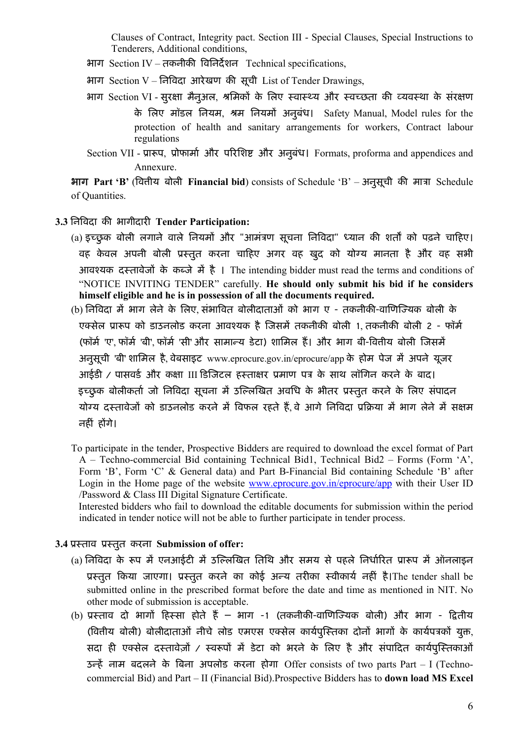Clauses of Contract, Integrity pact. Section III - Special Clauses, Special Instructions to Tenderers, Additional conditions,

भाग Section IV – तकनीकी विनिर्देशन Technical specifications,

भाग Section V – निविदा आरेखण की सूची List of Tender Drawings,

भाग Section VI - सुरक्षा मैनुअल, श्रमिकों के लिए स्वास्थ्य और स्वच्छता की व्यवस्था के संरक्षण के लिए मॉडल नियम, श्रम नियमों अनुबंध। Safety Manual, Model rules for the protection of health and sanitary arrangements for workers, Contract labour regulations

Section VII - प्रारूप, प्रोफार्मा और परिशिष्ट और अनुबंध। Formats, proforma and appendices and Annexure.

**भाग Part 'B'** (वित्तीय बोली **Financial bid**) consists of Schedule 'B' – अनुसूची की मात्रा Schedule of Quantities.

### 3.3 निविदा की भागीदारी Tender Participation:

(a) इच्छुक बोली लगाने वाले नियमों और "आमंत्रण सूचना निविदा" ध्यान की शर्तों को पढ़ने चाहिए। वह केवल अपनी बोली प्रस्तुत करना चाहिए अगर वह खुद को योग्य मानता है और वह सभी आवश्यक दस्तावेजों के कब्जे में है । The intending bidder must read the terms and conditions of "NOTICE INVITING TENDER" carefully. **He should only submit his bid if he considers himself eligible and he is in possession of all the documents required.**

(b) निविदा में भाग लेने के लिए, संभावित बोलीदाताओं को भाग ए - तकनीकी-वाणिज्यिक बोली के एक्सेल प्रारूप को डाउनलोड करना आवश्यक है जिसमें तकनीकी बोली 1, तकनीकी बोली 2 - फॉर्म (फॉर्म 'ए', फॉर्म 'बी', फॉर्म 'सी' और सामान्य डेटा) शामिल हैं। और भाग बी-वित्तीय बोली जिसमें अनुसूची 'बी' शामिल है, वेबसाइट www.eprocure.gov.in/eprocure/app के होम पेज में अपने यूजर आईडी / पासवर्ड और कक्षा III डिजिटल हस्ताक्षर प्रमाण पत्र के साथ लॉगिन करने के बाद। इच्छुक बोलीकर्ता जो निविदा सूचना में उल्लिखित अवधि के भीतर प्रस्तुत करने के लिए संपादन योग्य दस्तावेजों को डाउनलोड करने में विफल रहते हैं, वे आगे निविदा प्रक्रिया में भाग लेने में सक्षम नहीं होंगे।

To participate in the tender, Prospective Bidders are required to download the excel format of Part A – Techno-commercial Bid containing Technical Bid1, Technical Bid2 – Forms (Form 'A', Form 'B', Form 'C' & General data) and Part B-Financial Bid containing Schedule 'B' after Login in the Home page of the website www.eprocure.gov.in/eprocure/app with their User ID /Password & Class III Digital Signature Certificate.

Interested bidders who fail to download the editable documents for submission within the period indicated in tender notice will not be able to further participate in tender process.

### 3.4 प्रस्ताव प्रस्तुत करना Submission of offer:

(a) निविदा के रूप में एनआईटी में उल्लिखित तिथि और समय से पहले निर्धारित प्रारूप में ऑनलाइन प्रस्तुत किया जाएगा। प्रस्तुत करने का कोई अन्य तरीका स्वीकार्य नहीं है।The tender shall be submitted online in the prescribed format before the date and time as mentioned in NIT. No other mode of submission is acceptable.

(b) प्रस्ताव दो भागों हिस्सा होते हैं – भाग -1 (तकनीकी-वाणिज्यिक बोली) और भाग - द्वितीय (वित्तीय बोली) बोलीदाताओं नीचे लोड एमएस एक्सेल कार्यपुस्तिका दोनों भागों के कार्यपत्रकों युक्त, सदा ही एक्सेल दस्तावेज़ों / स्वरूपों में डेटा को भरने के लिए है और संपादित कार्यपुस्तिकाओं उन्हें नाम बदलने के बिना अपलोड करना होगा Offer consists of two parts Part – I (Techno-commercial Bid) and Part – II (Financial Bid).Prospective Bidders has to **down load MS Excel**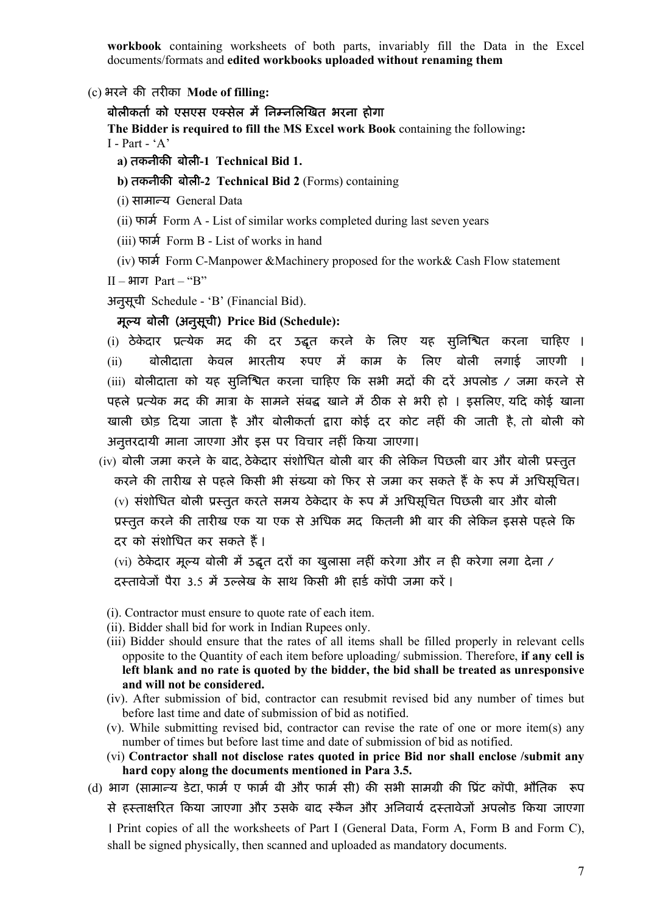**workbook** containing worksheets of both parts, invariably fill the Data in the Excel documents/formats and **edited workbooks uploaded without renaming them**

(c) भरने की तरीका **Mode of filling:**

**बोलीकर्ता को एसएस एक्सेल में निम्नलिखित भरना होगा**

**The Bidder is required to fill the MS Excel work Book** containing the following**:**

I - Part - 'A'

**a) तकनीकी बोली-1 Technical Bid 1.**

**b) तकनीकी बोली-2 Technical Bid 2** (Forms) containing

(i) सामान्य General Data

(ii) फार्म Form A - List of similar works completed during last seven years

(iii) फार्म Form B - List of works in hand

(iv) फार्म Form C-Manpower &Machinery proposed for the work& Cash Flow statement

II – भाग Part – "B"

अनुसूची Schedule - 'B' (Financial Bid).

**मूल्य बोली (अनुसूची) Price Bid (Schedule):**

(i) ठेकेदार प्रत्येक मद की दर उद्धृत करने के लिए यह सुनिश्चित करना चाहिए ।

(ii) बोलीदाता केवल भारतीय रुपए में काम के लिए बोली लगाई जाएगी ।

(iii) बोलीदाता को यह सुनिश्चित करना चाहिए कि सभी मदों की दरें अपलोड / जमा करने से पहले प्रत्येक मद की मात्रा के सामने संबद्ध खाने में ठीक से भरी हो । इसलिए, यदि कोई खाना खाली छोड़ दिया जाता है और बोलीकर्ता द्वारा कोई दर कोट नहीं की जाती है, तो बोली को अनुत्तरदायी माना जाएगा और इस पर विचार नहीं किया जाएगा।

(iv) बोली जमा करने के बाद, ठेकेदार संशोधित बोली बार की लेकिन पिछली बार और बोली प्रस्तुत करने की तारीख से पहले किसी भी संख्या को फिर से जमा कर सकते हैं के रूप में अधिसूचित।

(v) संशोधित बोली प्रस्तुत करते समय ठेकेदार के रूप में अधिसूचित पिछली बार और बोली प्रस्तुत करने की तारीख एक या एक से अधिक मद कितनी भी बार की लेकिन इससे पहले कि दर को संशोधित कर सकते हैं।

(vi) ठेकेदार मूल्य बोली में उद्धृत दरों का खुलासा नहीं करेगा और न ही करेगा लगा देना / दस्तावेजों पैरा 3.5 में उल्लेख के साथ किसी भी हार्ड कॉपी जमा करें।

(i). Contractor must ensure to quote rate of each item.

(ii). Bidder shall bid for work in Indian Rupees only.

(iii) Bidder should ensure that the rates of all items shall be filled properly in relevant cells opposite to the Quantity of each item before uploading/ submission. Therefore, **if any cell is left blank and no rate is quoted by the bidder, the bid shall be treated as unresponsive and will not be considered.**

(iv). After submission of bid, contractor can resubmit revised bid any number of times but before last time and date of submission of bid as notified.

(v). While submitting revised bid, contractor can revise the rate of one or more item(s) any number of times but before last time and date of submission of bid as notified.

(vi) **Contractor shall not disclose rates quoted in price Bid nor shall enclose /submit any hard copy along the documents mentioned in Para 3.5.**

(d) भाग (सामान्य डेटा, फार्म ए फार्म बी और फार्म सी) की सभी सामग्री की प्रिंट कॉपी, भौतिक रूप से हस्ताक्षरित किया जाएगा और उसके बाद स्कैन और अनिवार्य दस्तावेजों अपलोड किया जाएगा। Print copies of all the worksheets of Part I (General Data, Form A, Form B and Form C), shall be signed physically, then scanned and uploaded as mandatory documents.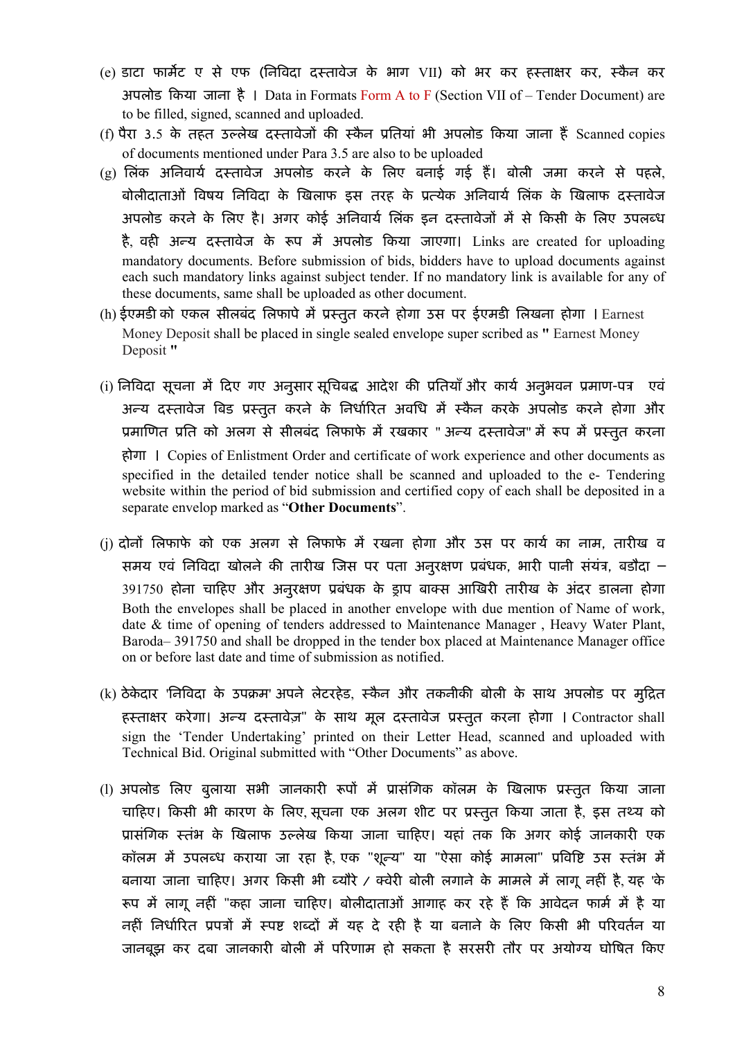(e) डाटा फार्मेट ए से एफ (निविदा दस्तावेज के भाग VII) को भर कर हस्ताक्षर कर, स्कैन कर अपलोड किया जाना है । Data in Formats Form A to F (Section VII of – Tender Document) are to be filled, signed, scanned and uploaded.

(f) पैरा 3.5 के तहत उल्लेख दस्तावेजों की स्कैन प्रतियां भी अपलोड किया जाना हैं Scanned copies of documents mentioned under Para 3.5 are also to be uploaded

(g) लिंक अनिवार्य दस्तावेज अपलोड करने के लिए बनाई गई हैं। बोली जमा करने से पहले, बोलीदाताओं विषय निविदा के खिलाफ इस तरह के प्रत्येक अनिवार्य लिंक के खिलाफ दस्तावेज अपलोड करने के लिए है। अगर कोई अनिवार्य लिंक इन दस्तावेजों में से किसी के लिए उपलब्ध है, वही अन्य दस्तावेज के रूप में अपलोड किया जाएगा। Links are created for uploading mandatory documents. Before submission of bids, bidders have to upload documents against each such mandatory links against subject tender. If no mandatory link is available for any of these documents, same shall be uploaded as other document.

(h) ईएमडी को एकल सीलबंद लिफापे में प्रस्तुत करने होगा उस पर ईएमडी लिखना होगा । Earnest Money Deposit shall be placed in single sealed envelope super scribed as " Earnest Money Deposit "

(i) निविदा सूचना में दिए गए अनुसार सूचिबद्ध आदेश की प्रतियाँ और कार्य अनुभवन प्रमाण-पत्र एवं अन्य दस्तावेज बिड प्रस्तुत करने के निर्धारित अवधि में स्कैन करके अपलोड करने होगा और प्रमाणित प्रति को अलग से सीलबंद लिफाफे में रखकार " अन्य दस्तावेज" में रूप में प्रस्तुत करना होगा । Copies of Enlistment Order and certificate of work experience and other documents as specified in the detailed tender notice shall be scanned and uploaded to the e- Tendering website within the period of bid submission and certified copy of each shall be deposited in a separate envelop marked as "**Other Documents**".

(j) दोनों लिफाफे को एक अलग से लिफाफे में रखना होगा और उस पर कार्य का नाम, तारीख व समय एवं निविदा खोलने की तारीख जिस पर पता अनुरक्षण प्रबंधक, भारी पानी संयंत्र, बडौदा – 391750 होना चाहिए और अनुरक्षण प्रबंधक के ड्राप बाक्स आखिरी तारीख के अंदर डालना होगा Both the envelopes shall be placed in another envelope with due mention of Name of work, date & time of opening of tenders addressed to Maintenance Manager , Heavy Water Plant, Baroda– 391750 and shall be dropped in the tender box placed at Maintenance Manager office on or before last date and time of submission as notified.

(k) ठेकेदार 'निविदा के उपक्रम' अपने लेटरहेड, स्कैन और तकनीकी बोली के साथ अपलोड पर मुद्रित हस्ताक्षर करेगा। अन्य दस्तावेज़" के साथ मूल दस्तावेज प्रस्तुत करना होगा । Contractor shall sign the 'Tender Undertaking' printed on their Letter Head, scanned and uploaded with Technical Bid. Original submitted with "Other Documents" as above.

(l) अपलोड लिए बुलाया सभी जानकारी रूपों में प्रासंगिक कॉलम के खिलाफ प्रस्तुत किया जाना चाहिए। किसी भी कारण के लिए, सूचना एक अलग शीट पर प्रस्तुत किया जाता है, इस तथ्य को प्रासंगिक स्तंभ के खिलाफ उल्लेख किया जाना चाहिए। यहां तक कि अगर कोई जानकारी एक कॉलम में उपलब्ध कराया जा रहा है, एक "शून्य" या "ऐसा कोई मामला" प्रविष्टि उस स्तंभ में बनाया जाना चाहिए। अगर किसी भी ब्यौरे / क्वेरी बोली लगाने के मामले में लागू नहीं है, यह 'के रूप में लागू नहीं "कहा जाना चाहिए। बोलीदाताओं आगाह कर रहे हैं कि आवेदन फार्म में है या नहीं निर्धारित प्रपत्रों में स्पष्ट शब्दों में यह दे रही है या बनाने के लिए किसी भी परिवर्तन या जानबूझ कर दबा जानकारी बोली में परिणाम हो सकता है सरसरी तौर पर अयोग्य घोषित किए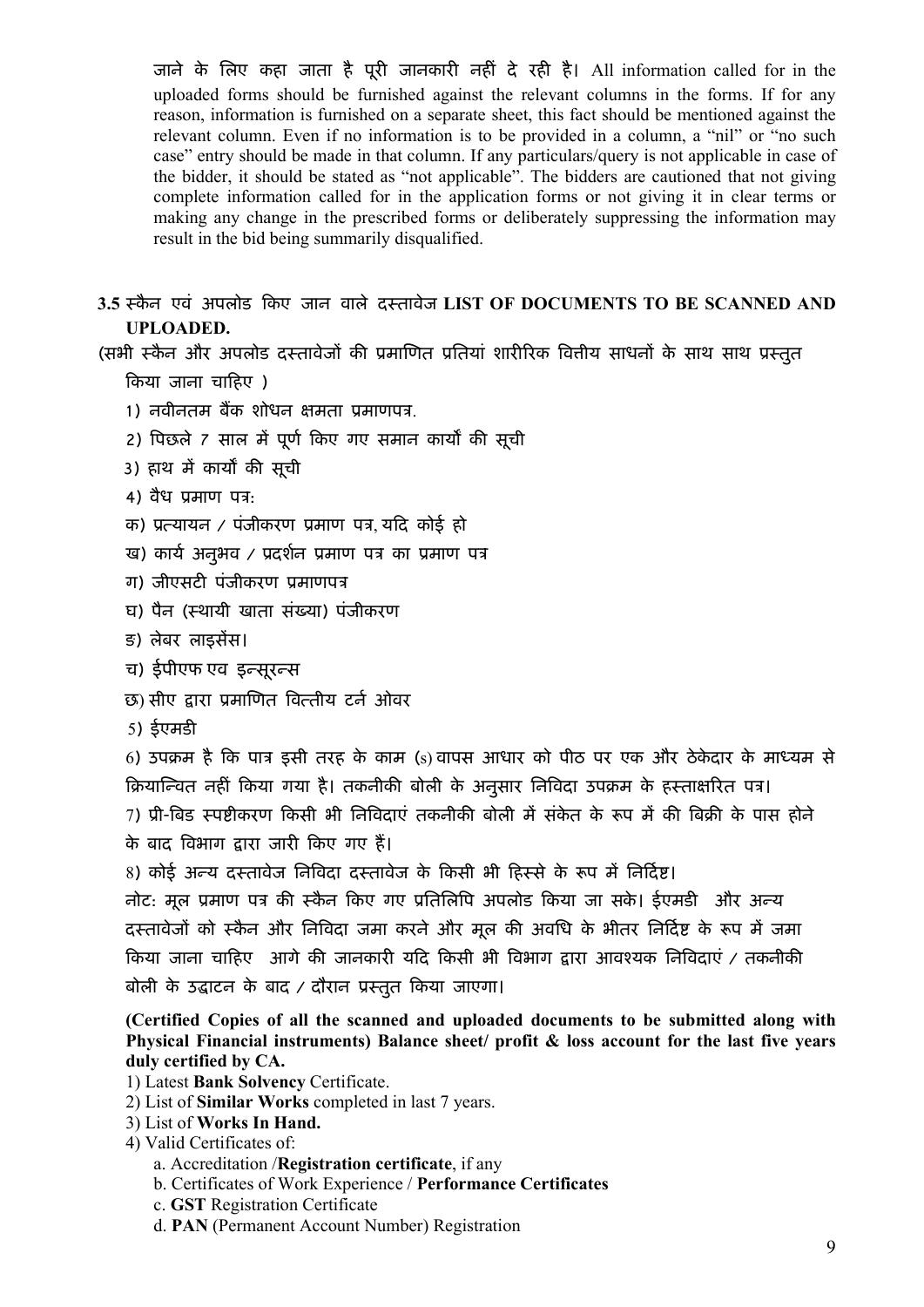जाने के लिए कहा जाता है पूरी जानकारी नहीं दे रही है। All information called for in the uploaded forms should be furnished against the relevant columns in the forms. If for any reason, information is furnished on a separate sheet, this fact should be mentioned against the relevant column. Even if no information is to be provided in a column, a "nil" or "no such case" entry should be made in that column. If any particulars/query is not applicable in case of the bidder, it should be stated as "not applicable". The bidders are cautioned that not giving complete information called for in the application forms or not giving it in clear terms or making any change in the prescribed forms or deliberately suppressing the information may result in the bid being summarily disqualified.

### 3.5 स्कैन एवं अपलोड किए जान वाले दस्तावेज LIST OF DOCUMENTS TO BE SCANNED AND UPLOADED.

(सभी स्कैन और अपलोड दस्तावेजों की प्रमाणित प्रतियां शारीरिक वित्तीय साधनों के साथ साथ प्रस्तुत किया जाना चाहिए )

1) नवीनतम बैंक शोधन क्षमता प्रमाणपत्र.
2) पिछले 7 साल में पूर्ण किए गए समान कार्यों की सूची
3) हाथ में कार्यों की सूची
4) वैध प्रमाण पत्र:
   - क) प्रत्यायन / पंजीकरण प्रमाण पत्र, यदि कोई हो
   - ख) कार्य अनुभव / प्रदर्शन प्रमाण पत्र का प्रमाण पत्र
   - ग) जीएसटी पंजीकरण प्रमाणपत्र
   - घ) पैन (स्थायी खाता संख्या) पंजीकरण
   - ङ) लेबर लाइसेंस।
   - च) ईपीएफ एव इन्सूरन्स
   - छ) सीए द्वारा प्रमाणित वित्तीय टर्न ओवर
5) ईएमडी
6) उपक्रम है कि पात्र इसी तरह के काम (s) वापस आधार को पीठ पर एक और ठेकेदार के माध्यम से क्रियान्वित नहीं किया गया है। तकनीकी बोली के अनुसार निविदा उपक्रम के हस्ताक्षरित पत्र।
7) प्री-बिड स्पष्टीकरण किसी भी निविदाएं तकनीकी बोली में संकेत के रूप में की बिक्री के पास होने के बाद विभाग द्वारा जारी किए गए हैं।
8) कोई अन्य दस्तावेज निविदा दस्तावेज के किसी भी हिस्से के रूप में निर्दिष्ट।

नोट: मूल प्रमाण पत्र की स्कैन किए गए प्रतिलिपि अपलोड किया जा सके। ईएमडी और अन्य दस्तावेजों को स्कैन और निविदा जमा करने और मूल की अवधि के भीतर निर्दिष्ट के रूप में जमा किया जाना चाहिए आगे की जानकारी यदि किसी भी विभाग द्वारा आवश्यक निविदाएं / तकनीकी बोली के उद्घाटन के बाद / दौरान प्रस्तुत किया जाएगा।

**(Certified Copies of all the scanned and uploaded documents to be submitted along with Physical Financial instruments) Balance sheet/ profit & loss account for the last five years duly certified by CA.**

1) Latest **Bank Solvency** Certificate.
2) List of **Similar Works** completed in last 7 years.
3) List of **Works In Hand.**
4) Valid Certificates of:
   - a. Accreditation /**Registration certificate**, if any
   - b. Certificates of Work Experience / **Performance Certificates**
   - c. **GST** Registration Certificate
   - d. **PAN** (Permanent Account Number) Registration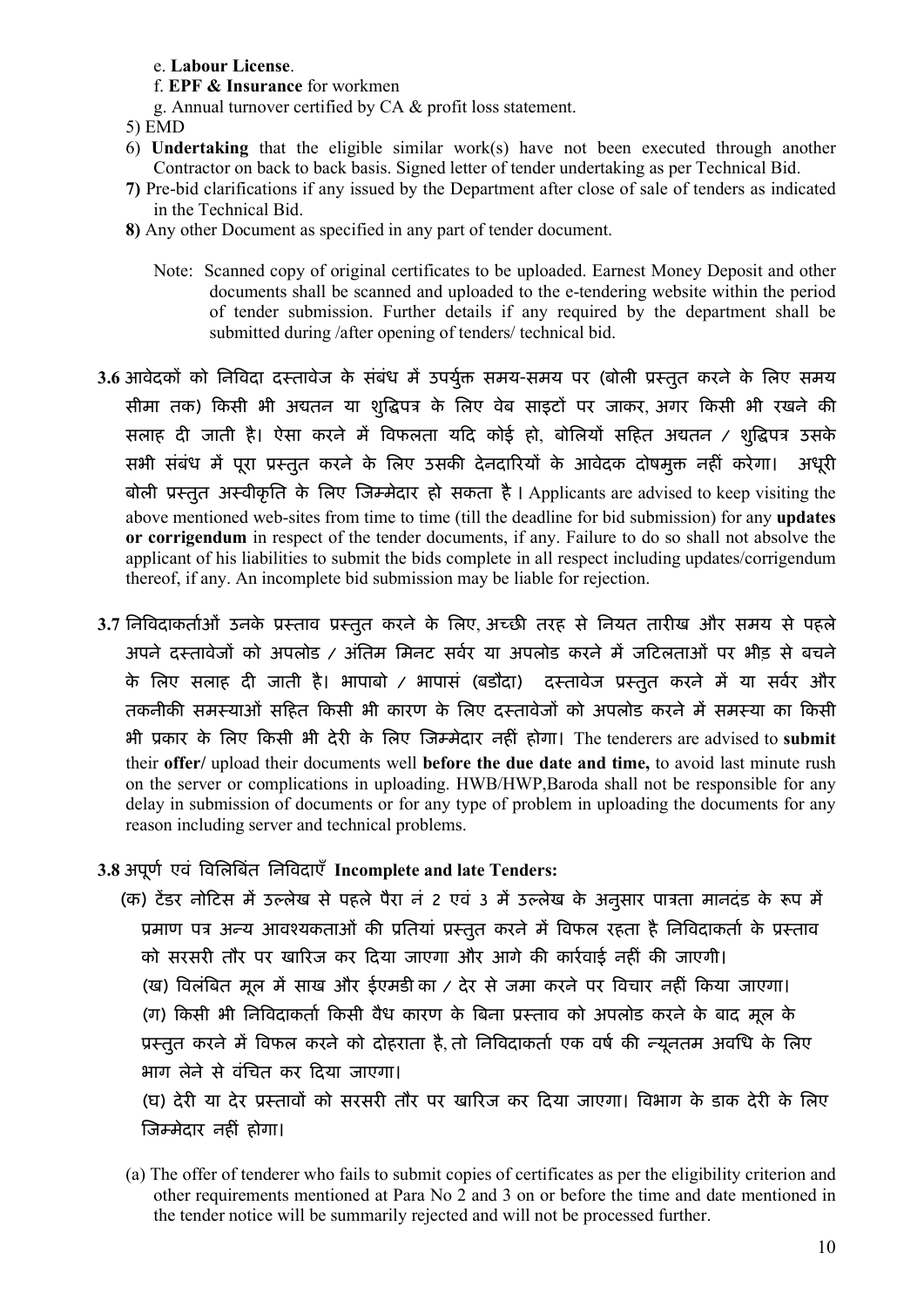e. **Labour License**.

f. **EPF & Insurance** for workmen

g. Annual turnover certified by CA & profit loss statement.

5) EMD

6) **Undertaking** that the eligible similar work(s) have not been executed through another Contractor on back to back basis. Signed letter of tender undertaking as per Technical Bid.

**7)** Pre-bid clarifications if any issued by the Department after close of sale of tenders as indicated in the Technical Bid.

**8)** Any other Document as specified in any part of tender document.

Note: Scanned copy of original certificates to be uploaded. Earnest Money Deposit and other documents shall be scanned and uploaded to the e-tendering website within the period of tender submission. Further details if any required by the department shall be submitted during /after opening of tenders/ technical bid.

**3.6** आवेदकों को निविदा दस्तावेज के संबंध में उपर्युक्त समय-समय पर (बोली प्रस्तुत करने के लिए समय सीमा तक) किसी भी अद्यतन या शुद्धिपत्र के लिए वेब साइटों पर जाकर, अगर किसी भी रखने की सलाह दी जाती है। ऐसा करने में विफलता यदि कोई हो, बोलियों सहित अद्यतन / शुद्धिपत्र उसके सभी संबंध में पूरा प्रस्तुत करने के लिए उसकी देनदारियों के आवेदक दोषमुक्त नहीं करेगा। अधूरी बोली प्रस्तुत अस्वीकृति के लिए जिम्मेदार हो सकता है। Applicants are advised to keep visiting the above mentioned web-sites from time to time (till the deadline for bid submission) for any **updates or corrigendum** in respect of the tender documents, if any. Failure to do so shall not absolve the applicant of his liabilities to submit the bids complete in all respect including updates/corrigendum thereof, if any. An incomplete bid submission may be liable for rejection.

**3.7** निविदाकर्ताओं उनके प्रस्ताव प्रस्तुत करने के लिए, अच्छी तरह से नियत तारीख और समय से पहले अपने दस्तावेजों को अपलोड / अंतिम मिनट सर्वर या अपलोड करने में जटिलताओं पर भीड़ से बचने के लिए सलाह दी जाती है। भापाबो / भापासं (बडौदा) दस्तावेज प्रस्तुत करने में या सर्वर और तकनीकी समस्याओं सहित किसी भी कारण के लिए दस्तावेजों को अपलोड करने में समस्या का किसी भी प्रकार के लिए किसी भी देरी के लिए जिम्मेदार नहीं होगा। The tenderers are advised to **submit** their **offer/** upload their documents well **before the due date and time,** to avoid last minute rush on the server or complications in uploading. HWB/HWP,Baroda shall not be responsible for any delay in submission of documents or for any type of problem in uploading the documents for any reason including server and technical problems.

**3.8** अपूर्ण एवं विलिबिंत निविदाएँ **Incomplete and late Tenders:**

(क) टेंडर नोटिस में उल्लेख से पहले पैरा नं 2 एवं 3 में उल्लेख के अनुसार पात्रता मानदंड के रूप में प्रमाण पत्र अन्य आवश्यकताओं की प्रतियां प्रस्तुत करने में विफल रहता है निविदाकर्ता के प्रस्ताव को सरसरी तौर पर खारिज कर दिया जाएगा और आगे की कार्रवाई नहीं की जाएगी।

(ख) विलंबित मूल में साख और ईएमडी का / देर से जमा करने पर विचार नहीं किया जाएगा।

(ग) किसी भी निविदाकर्ता किसी वैध कारण के बिना प्रस्ताव को अपलोड करने के बाद मूल के प्रस्तुत करने में विफल करने को दोहराता है, तो निविदाकर्ता एक वर्ष की न्यूनतम अवधि के लिए भाग लेने से वंचित कर दिया जाएगा।

(घ) देरी या देर प्रस्तावों को सरसरी तौर पर खारिज कर दिया जाएगा। विभाग के डाक देरी के लिए जिम्मेदार नहीं होगा।

(a) The offer of tenderer who fails to submit copies of certificates as per the eligibility criterion and other requirements mentioned at Para No 2 and 3 on or before the time and date mentioned in the tender notice will be summarily rejected and will not be processed further.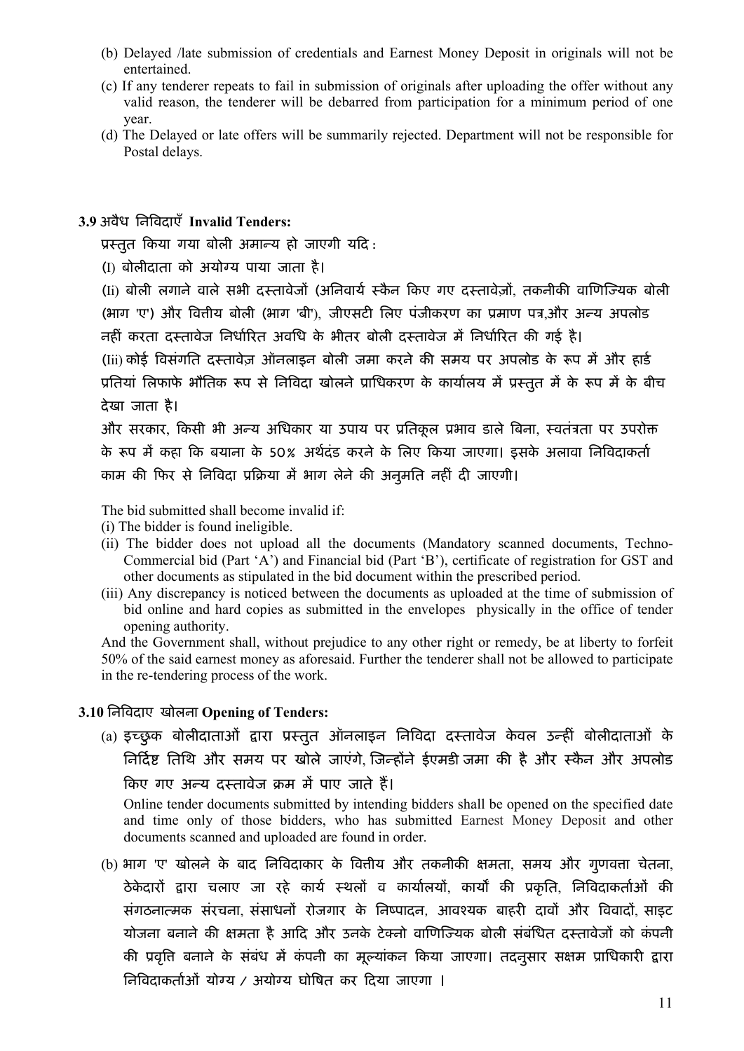(b) Delayed /late submission of credentials and Earnest Money Deposit in originals will not be entertained.

(c) If any tenderer repeats to fail in submission of originals after uploading the offer without any valid reason, the tenderer will be debarred from participation for a minimum period of one year.

(d) The Delayed or late offers will be summarily rejected. Department will not be responsible for Postal delays.

### 3.9 अवैध निविदाएँ Invalid Tenders:

प्रस्तुत किया गया बोली अमान्य हो जाएगी यदि :

(I) बोलीदाता को अयोग्य पाया जाता है।

(Ii) बोली लगाने वाले सभी दस्तावेजों (अनिवार्य स्कैन किए गए दस्तावेज़ों, तकनीकी वाणिज्यिक बोली (भाग 'ए') और वित्तीय बोली (भाग 'बी'), जीएसटी लिए पंजीकरण का प्रमाण पत्र,और अन्य अपलोड नहीं करता दस्तावेज निर्धारित अवधि के भीतर बोली दस्तावेज में निर्धारित की गई है।

(Iii) कोई विसंगति दस्तावेज़ ऑनलाइन बोली जमा करने की समय पर अपलोड के रूप में और हार्ड प्रतियां लिफाफे भौतिक रूप से निविदा खोलने प्राधिकरण के कार्यालय में प्रस्तुत में के रूप में के बीच देखा जाता है।

और सरकार, किसी भी अन्य अधिकार या उपाय पर प्रतिकूल प्रभाव डाले बिना, स्वतंत्रता पर उपरोक्त के रूप में कहा कि बयाना के 50% अर्थदंड करने के लिए किया जाएगा। इसके अलावा निविदाकर्ता काम की फिर से निविदा प्रक्रिया में भाग लेने की अनुमति नहीं दी जाएगी।

The bid submitted shall become invalid if:

(i) The bidder is found ineligible.

(ii) The bidder does not upload all the documents (Mandatory scanned documents, Techno-Commercial bid (Part 'A') and Financial bid (Part 'B'), certificate of registration for GST and other documents as stipulated in the bid document within the prescribed period.

(iii) Any discrepancy is noticed between the documents as uploaded at the time of submission of bid online and hard copies as submitted in the envelopes physically in the office of tender opening authority.

And the Government shall, without prejudice to any other right or remedy, be at liberty to forfeit 50% of the said earnest money as aforesaid. Further the tenderer shall not be allowed to participate in the re-tendering process of the work.

### 3.10 निविदाए खोलना Opening of Tenders:

(a) इच्छुक बोलीदाताओं द्वारा प्रस्तुत ऑनलाइन निविदा दस्तावेज केवल उन्हीं बोलीदाताओं के निर्दिष्ट तिथि और समय पर खोले जाएंगे, जिन्होंने ईएमडी जमा की है और स्कैन और अपलोड किए गए अन्य दस्तावेज क्रम में पाए जाते हैं।

Online tender documents submitted by intending bidders shall be opened on the specified date and time only of those bidders, who has submitted Earnest Money Deposit and other documents scanned and uploaded are found in order.

(b) भाग 'ए' खोलने के बाद निविदाकार के वित्तीय और तकनीकी क्षमता, समय और गुणवत्ता चेतना, ठेकेदारों द्वारा चलाए जा रहे कार्य स्थलों व कार्यालयों, कार्यों की प्रकृति, निविदाकर्ताओं की संगठनात्मक संरचना, संसाधनों रोजगार के निष्पादन, आवश्यक बाहरी दावों और विवादों, साइट योजना बनाने की क्षमता है आदि और उनके टेक्नो वाणिज्यिक बोली संबंधित दस्तावेजों को कंपनी की प्रवृत्ति बनाने के संबंध में कंपनी का मूल्यांकन किया जाएगा। तदनुसार सक्षम प्राधिकारी द्वारा निविदाकर्ताओं योग्य / अयोग्य घोषित कर दिया जाएगा ।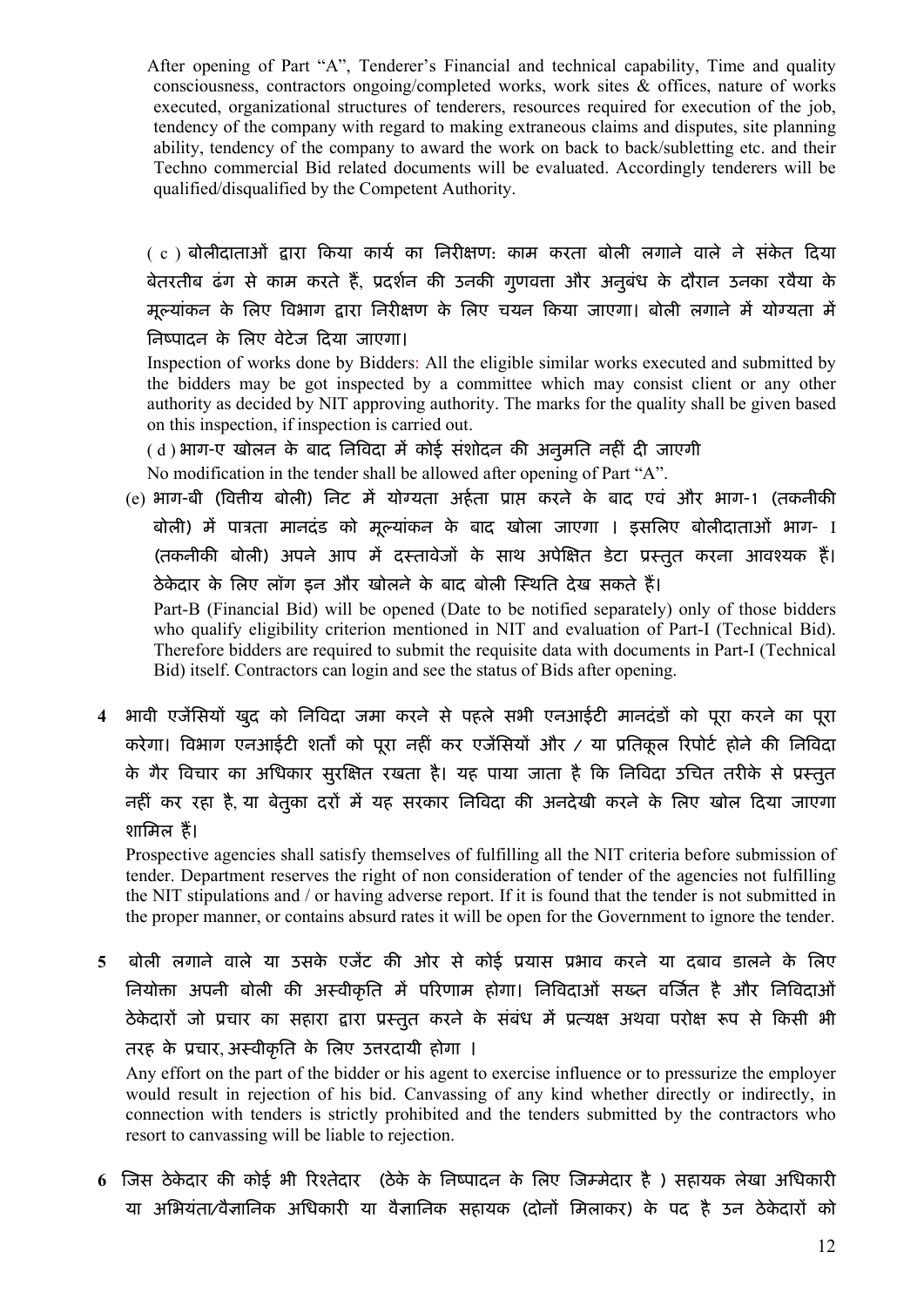After opening of Part "A", Tenderer's Financial and technical capability, Time and quality consciousness, contractors ongoing/completed works, work sites & offices, nature of works executed, organizational structures of tenderers, resources required for execution of the job, tendency of the company with regard to making extraneous claims and disputes, site planning ability, tendency of the company to award the work on back to back/subletting etc. and their Techno commercial Bid related documents will be evaluated. Accordingly tenderers will be qualified/disqualified by the Competent Authority.

( c ) बोलीदाताओं द्वारा किया कार्य का निरीक्षण: काम करता बोली लगाने वाले ने संकेत दिया बेतरतीब ढंग से काम करते हैं, प्रदर्शन की उनकी गुणवत्ता और अनुबंध के दौरान उनका रवैया के मूल्यांकन के लिए विभाग द्वारा निरीक्षण के लिए चयन किया जाएगा। बोली लगाने में योग्यता में निष्पादन के लिए वेटेज दिया जाएगा।

Inspection of works done by Bidders: All the eligible similar works executed and submitted by the bidders may be got inspected by a committee which may consist client or any other authority as decided by NIT approving authority. The marks for the quality shall be given based on this inspection, if inspection is carried out.

( d ) भाग-ए खोलन के बाद निविदा में कोई संशोदन की अनुमति नहीं दी जाएगी

No modification in the tender shall be allowed after opening of Part "A".

(e) भाग-बी (वित्तीय बोली) निट में योग्यता अर्हता प्राप्त करने के बाद एवं और भाग-1 (तकनीकी बोली) में पात्रता मानदंड को मूल्यांकन के बाद खोला जाएगा । इसलिए बोलीदाताओं भाग- I (तकनीकी बोली) अपने आप में दस्तावेजों के साथ अपेक्षित डेटा प्रस्तुत करना आवश्यक हैं। ठेकेदार के लिए लॉग इन और खोलने के बाद बोली स्थिति देख सकते हैं।

Part-B (Financial Bid) will be opened (Date to be notified separately) only of those bidders who qualify eligibility criterion mentioned in NIT and evaluation of Part-I (Technical Bid). Therefore bidders are required to submit the requisite data with documents in Part-I (Technical Bid) itself. Contractors can login and see the status of Bids after opening.

**4** भावी एजेंसियों खुद को निविदा जमा करने से पहले सभी एनआईटी मानदंडों को पूरा करने का पूरा करेगा। विभाग एनआईटी शर्तों को पूरा नहीं कर एजेंसियों और / या प्रतिकूल रिपोर्ट होने की निविदा के गैर विचार का अधिकार सुरक्षित रखता है। यह पाया जाता है कि निविदा उचित तरीके से प्रस्तुत नहीं कर रहा है, या बेतुका दरों में यह सरकार निविदा की अनदेखी करने के लिए खोल दिया जाएगा शामिल हैं।

Prospective agencies shall satisfy themselves of fulfilling all the NIT criteria before submission of tender. Department reserves the right of non consideration of tender of the agencies not fulfilling the NIT stipulations and / or having adverse report. If it is found that the tender is not submitted in the proper manner, or contains absurd rates it will be open for the Government to ignore the tender.

**5** बोली लगाने वाले या उसके एजेंट की ओर से कोई प्रयास प्रभाव करने या दबाव डालने के लिए नियोक्ता अपनी बोली की अस्वीकृति में परिणाम होगा। निविदाओं सख्त वर्जित है और निविदाओं ठेकेदारों जो प्रचार का सहारा द्वारा प्रस्तुत करने के संबंध में प्रत्यक्ष अथवा परोक्ष रूप से किसी भी तरह के प्रचार, अस्वीकृति के लिए उत्तरदायी होगा ।

Any effort on the part of the bidder or his agent to exercise influence or to pressurize the employer would result in rejection of his bid. Canvassing of any kind whether directly or indirectly, in connection with tenders is strictly prohibited and the tenders submitted by the contractors who resort to canvassing will be liable to rejection.

**6** जिस ठेकेदार की कोई भी रिश्तेदार (ठेके के निष्पादन के लिए जिम्मेदार है ) सहायक लेखा अधिकारी या अभियंता/वैज्ञानिक अधिकारी या वैज्ञानिक सहायक (दोनों मिलाकर) के पद है उन ठेकेदारों को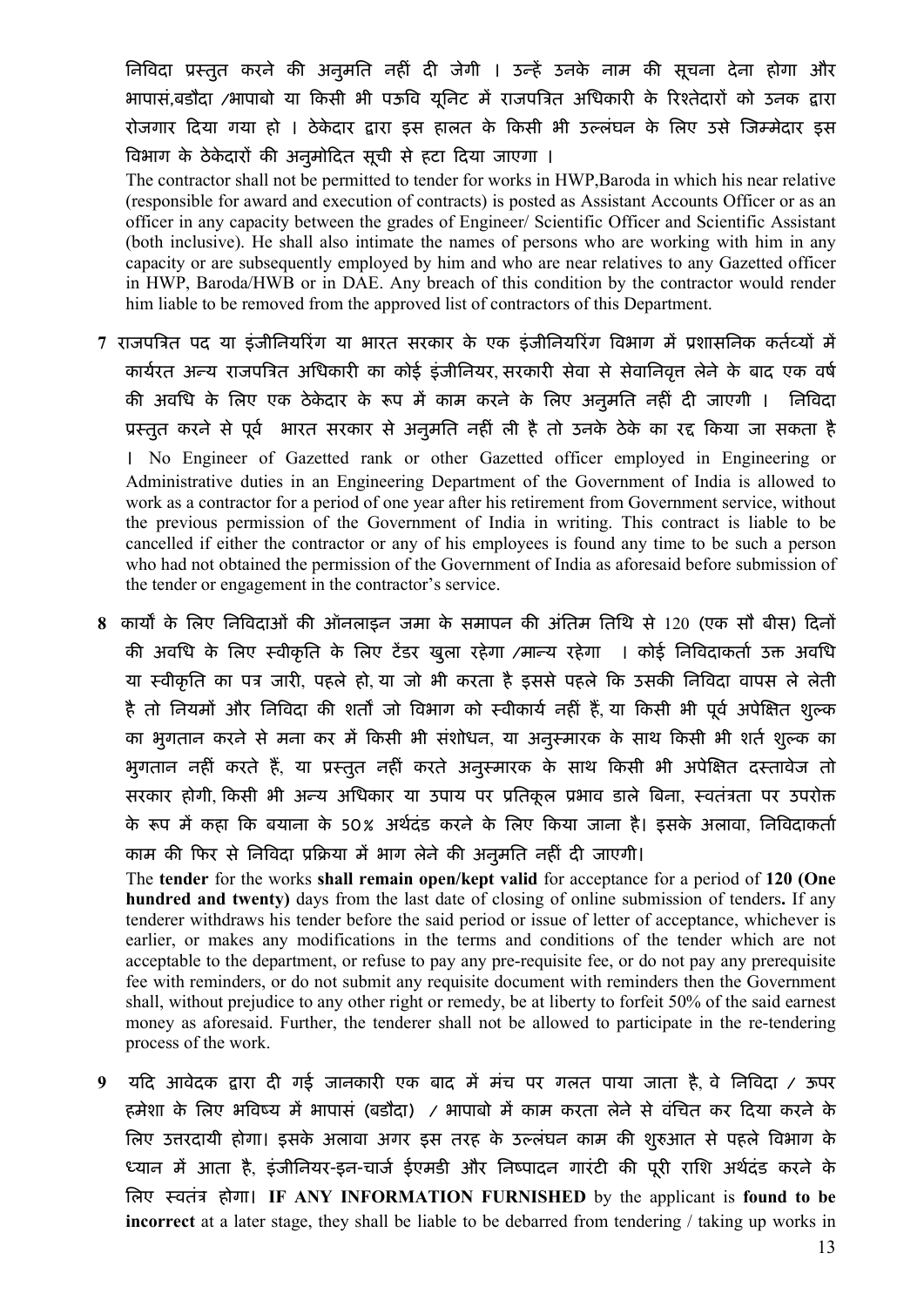निविदा प्रस्तुत करने की अनुमति नहीं दी जेगी । उन्हें उनके नाम की सूचना देना होगा और भापासं,बडौदा /भापाबो या किसी भी पऊवि यूनिट में राजपत्रित अधिकारी के रिश्तेदारों को उनक द्वारा रोजगार दिया गया हो । ठेकेदार द्वारा इस हालत के किसी भी उल्लंघन के लिए उसे जिम्मेदार इस विभाग के ठेकेदारों की अनुमोदित सूची से हटा दिया जाएगा ।

The contractor shall not be permitted to tender for works in HWP,Baroda in which his near relative (responsible for award and execution of contracts) is posted as Assistant Accounts Officer or as an officer in any capacity between the grades of Engineer/ Scientific Officer and Scientific Assistant (both inclusive). He shall also intimate the names of persons who are working with him in any capacity or are subsequently employed by him and who are near relatives to any Gazetted officer in HWP, Baroda/HWB or in DAE. Any breach of this condition by the contractor would render him liable to be removed from the approved list of contractors of this Department.

**7** राजपत्रित पद या इंजीनियरिंग या भारत सरकार के एक इंजीनियरिंग विभाग में प्रशासनिक कर्तव्यों में कार्यरत अन्य राजपत्रित अधिकारी का कोई इंजीनियर, सरकारी सेवा से सेवानिवृत्त लेने के बाद एक वर्ष की अवधि के लिए एक ठेकेदार के रूप में काम करने के लिए अनुमति नहीं दी जाएगी । निविदा प्रस्तुत करने से पूर्व भारत सरकार से अनुमति नहीं ली है तो उनके ठेके का रद्द किया जा सकता है । No Engineer of Gazetted rank or other Gazetted officer employed in Engineering or Administrative duties in an Engineering Department of the Government of India is allowed to work as a contractor for a period of one year after his retirement from Government service, without the previous permission of the Government of India in writing. This contract is liable to be cancelled if either the contractor or any of his employees is found any time to be such a person who had not obtained the permission of the Government of India as aforesaid before submission of the tender or engagement in the contractor's service.

**8** कार्यों के लिए निविदाओं की ऑनलाइन जमा के समापन की अंतिम तिथि से 120 (एक सौ बीस) दिनों की अवधि के लिए स्वीकृति के लिए टेंडर खुला रहेगा /मान्य रहेगा । कोई निविदाकर्ता उक्त अवधि या स्वीकृति का पत्र जारी, पहले हो, या जो भी करता है इससे पहले कि उसकी निविदा वापस ले लेती है तो नियमों और निविदा की शर्तों जो विभाग को स्वीकार्य नहीं हैं, या किसी भी पूर्व अपेक्षित शुल्क का भुगतान करने से मना कर में किसी भी संशोधन, या अनुस्मारक के साथ किसी भी शर्त शुल्क का भुगतान नहीं करते हैं, या प्रस्तुत नहीं करते अनुस्मारक के साथ किसी भी अपेक्षित दस्तावेज तो सरकार होगी, किसी भी अन्य अधिकार या उपाय पर प्रतिकूल प्रभाव डाले बिना, स्वतंत्रता पर उपरोक्त के रूप में कहा कि बयाना के 50% अर्थदंड करने के लिए किया जाना है। इसके अलावा, निविदाकर्ता काम की फिर से निविदा प्रक्रिया में भाग लेने की अनुमति नहीं दी जाएगी।

The **tender** for the works **shall remain open/kept valid** for acceptance for a period of **120 (One hundred and twenty)** days from the last date of closing of online submission of tenders**.** If any tenderer withdraws his tender before the said period or issue of letter of acceptance, whichever is earlier, or makes any modifications in the terms and conditions of the tender which are not acceptable to the department, or refuse to pay any pre-requisite fee, or do not pay any prerequisite fee with reminders, or do not submit any requisite document with reminders then the Government shall, without prejudice to any other right or remedy, be at liberty to forfeit 50% of the said earnest money as aforesaid. Further, the tenderer shall not be allowed to participate in the re-tendering process of the work.

**9** यदि आवेदक द्वारा दी गई जानकारी एक बाद में मंच पर गलत पाया जाता है, वे निविदा / ऊपर हमेशा के लिए भविष्य में भापासं (बडौदा) / भापाबो में काम करता लेने से वंचित कर दिया करने के लिए उत्तरदायी होगा। इसके अलावा अगर इस तरह के उल्लंघन काम की शुरुआत से पहले विभाग के ध्यान में आता है, इंजीनियर-इन-चार्ज ईएमडी और निष्पादन गारंटी की पूरी राशि अर्थदंड करने के लिए स्वतंत्र होगा। **IF ANY INFORMATION FURNISHED** by the applicant is **found to be incorrect** at a later stage, they shall be liable to be debarred from tendering / taking up works in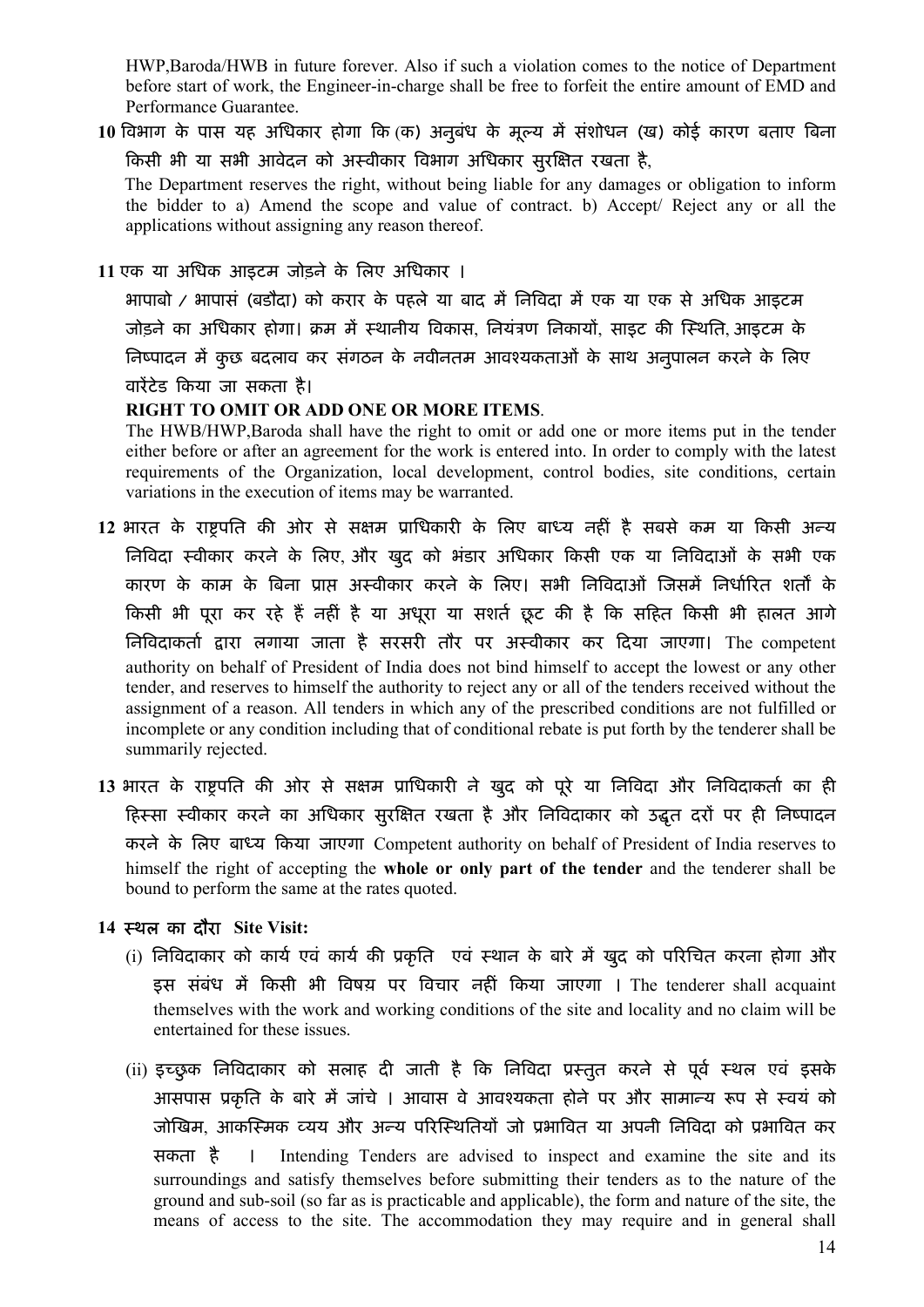HWP,Baroda/HWB in future forever. Also if such a violation comes to the notice of Department before start of work, the Engineer-in-charge shall be free to forfeit the entire amount of EMD and Performance Guarantee.

**10** विभाग के पास यह अधिकार होगा कि (क) अनुबंध के मूल्य में संशोधन (ख) कोई कारण बताए बिना किसी भी या सभी आवेदन को अस्वीकार विभाग अधिकार सुरक्षित रखता है,

The Department reserves the right, without being liable for any damages or obligation to inform the bidder to a) Amend the scope and value of contract. b) Accept/ Reject any or all the applications without assigning any reason thereof.

**11** एक या अधिक आइटम जोड़ने के लिए अधिकार ।

भापाबो / भापासं (बडौदा) को करार के पहले या बाद में निविदा में एक या एक से अधिक आइटम जोड़ने का अधिकार होगा। क्रम में स्थानीय विकास, नियंत्रण निकायों, साइट की स्थिति, आइटम के निष्पादन में कुछ बदलाव कर संगठन के नवीनतम आवश्यकताओं के साथ अनुपालन करने के लिए वारेंटेड किया जा सकता है।

**RIGHT TO OMIT OR ADD ONE OR MORE ITEMS**.

The HWB/HWP,Baroda shall have the right to omit or add one or more items put in the tender either before or after an agreement for the work is entered into. In order to comply with the latest requirements of the Organization, local development, control bodies, site conditions, certain variations in the execution of items may be warranted.

**12** भारत के राष्ट्रपति की ओर से सक्षम प्राधिकारी के लिए बाध्य नहीं है सबसे कम या किसी अन्य निविदा स्वीकार करने के लिए, और खुद को भंडार अधिकार किसी एक या निविदाओं के सभी एक कारण के काम के बिना प्राप्त अस्वीकार करने के लिए। सभी निविदाओं जिसमें निर्धारित शर्तों के किसी भी पूरा कर रहे हैं नहीं है या अधूरा या सशर्त छूट की है कि सहित किसी भी हालत आगे निविदाकर्ता द्वारा लगाया जाता है सरसरी तौर पर अस्वीकार कर दिया जाएगा। The competent authority on behalf of President of India does not bind himself to accept the lowest or any other tender, and reserves to himself the authority to reject any or all of the tenders received without the assignment of a reason. All tenders in which any of the prescribed conditions are not fulfilled or incomplete or any condition including that of conditional rebate is put forth by the tenderer shall be summarily rejected.

**13** भारत के राष्ट्रपति की ओर से सक्षम प्राधिकारी ने खुद को पूरे या निविदा और निविदाकर्ता का ही हिस्सा स्वीकार करने का अधिकार सुरक्षित रखता है और निविदाकार को उद्धृत दरों पर ही निष्पादन करने के लिए बाध्य किया जाएगा Competent authority on behalf of President of India reserves to himself the right of accepting the **whole or only part of the tender** and the tenderer shall be bound to perform the same at the rates quoted.

**14 स्थल का दौरा Site Visit:**

(i) निविदाकार को कार्य एवं कार्य की प्रकृति एवं स्थान के बारे में खुद को परिचित करना होगा और इस संबंध में किसी भी विषय पर विचार नहीं किया जाएगा । The tenderer shall acquaint themselves with the work and working conditions of the site and locality and no claim will be entertained for these issues.

(ii) इच्छुक निविदाकार को सलाह दी जाती है कि निविदा प्रस्तुत करने से पूर्व स्थल एवं इसके आसपास प्रकृति के बारे में जांचे । आवास वे आवश्यकता होने पर और सामान्य रूप से स्वयं को जोखिम, आकस्मिक व्यय और अन्य परिस्थितियों जो प्रभावित या अपनी निविदा को प्रभावित कर सकता है । Intending Tenders are advised to inspect and examine the site and its surroundings and satisfy themselves before submitting their tenders as to the nature of the ground and sub-soil (so far as is practicable and applicable), the form and nature of the site, the means of access to the site. The accommodation they may require and in general shall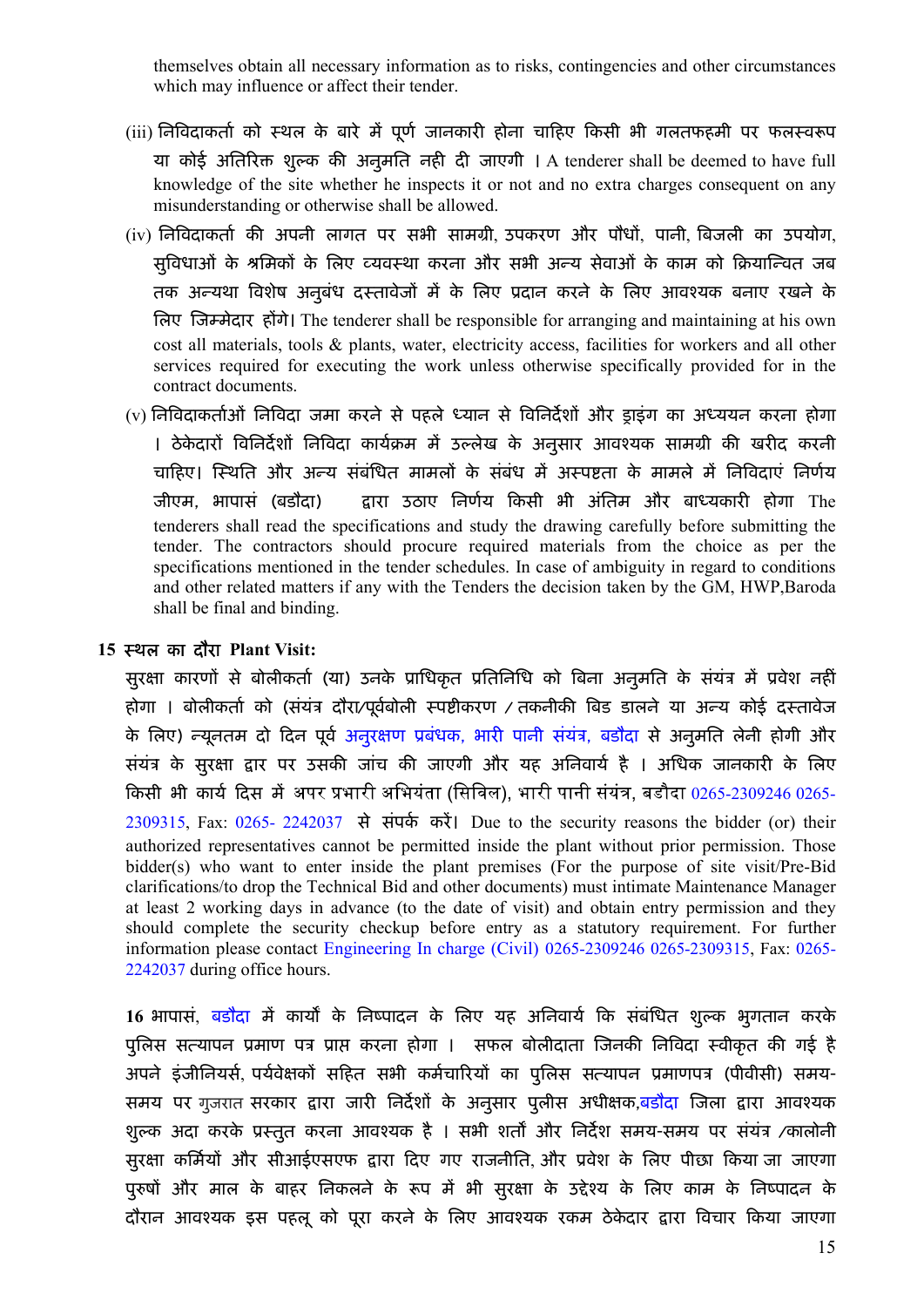themselves obtain all necessary information as to risks, contingencies and other circumstances which may influence or affect their tender.

(iii) निविदाकर्ता को स्थल के बारे में पूर्ण जानकारी होना चाहिए किसी भी गलतफहमी पर फलस्वरूप या कोई अतिरिक्त शुल्क की अनुमति नही दी जाएगी । A tenderer shall be deemed to have full knowledge of the site whether he inspects it or not and no extra charges consequent on any misunderstanding or otherwise shall be allowed.

(iv) निविदाकर्ता की अपनी लागत पर सभी सामग्री, उपकरण और पौधों, पानी, बिजली का उपयोग, सुविधाओं के श्रमिकों के लिए व्यवस्था करना और सभी अन्य सेवाओं के काम को क्रियान्वित जब तक अन्यथा विशेष अनुबंध दस्तावेजों में के लिए प्रदान करने के लिए आवश्यक बनाए रखने के लिए जिम्मेदार होंगे। The tenderer shall be responsible for arranging and maintaining at his own cost all materials, tools & plants, water, electricity access, facilities for workers and all other services required for executing the work unless otherwise specifically provided for in the contract documents.

(v) निविदाकर्ताओं निविदा जमा करने से पहले ध्यान से विनिर्देशों और ड्राइंग का अध्ययन करना होगा । ठेकेदारों विनिर्देशों निविदा कार्यक्रम में उल्लेख के अनुसार आवश्यक सामग्री की खरीद करनी चाहिए। स्थिति और अन्य संबंधित मामलों के संबंध में अस्पष्टता के मामले में निविदाएं निर्णय जीएम, भापासं (बडौदा) द्वारा उठाए निर्णय किसी भी अंतिम और बाध्यकारी होगा The tenderers shall read the specifications and study the drawing carefully before submitting the tender. The contractors should procure required materials from the choice as per the specifications mentioned in the tender schedules. In case of ambiguity in regard to conditions and other related matters if any with the Tenders the decision taken by the GM, HWP,Baroda shall be final and binding.

**15 स्थल का दौरा Plant Visit:**

सुरक्षा कारणों से बोलीकर्ता (या) उनके प्राधिकृत प्रतिनिधि को बिना अनुमति के संयंत्र में प्रवेश नहीं होगा । बोलीकर्ता को (संयंत्र दौरा/पूर्वबोली स्पष्टीकरण / तकनीकी बिड डालने या अन्य कोई दस्तावेज के लिए) न्यूनतम दो दिन पूर्व अनुरक्षण प्रबंधक, भारी पानी संयंत्र, बडौदा से अनुमति लेनी होगी और संयंत्र के सुरक्षा द्वार पर उसकी जांच की जाएगी और यह अनिवार्य है । अधिक जानकारी के लिए किसी भी कार्य दिस में अपर प्रभारी अभियंता (सिविल), भारी पानी संयंत्र, बडौदा 0265-2309246 0265-2309315, Fax: 0265- 2242037 से संपर्क करें। Due to the security reasons the bidder (or) their authorized representatives cannot be permitted inside the plant without prior permission. Those bidder(s) who want to enter inside the plant premises (For the purpose of site visit/Pre-Bid clarifications/to drop the Technical Bid and other documents) must intimate Maintenance Manager at least 2 working days in advance (to the date of visit) and obtain entry permission and they should complete the security checkup before entry as a statutory requirement. For further information please contact Engineering In charge (Civil) 0265-2309246 0265-2309315, Fax: 0265-2242037 during office hours.

**16** भापासं, बडौदा में कार्यों के निष्पादन के लिए यह अनिवार्य कि संबंधित शुल्क भुगतान करके पुलिस सत्यापन प्रमाण पत्र प्राप्त करना होगा । सफल बोलीदाता जिनकी निविदा स्वीकृत की गई है अपने इंजीनियर्स, पर्यवेक्षकों सहित सभी कर्मचारियों का पुलिस सत्यापन प्रमाणपत्र (पीवीसी) समय-समय पर गुजरात सरकार द्वारा जारी निर्देशों के अनुसार पुलीस अधीक्षक,बडौदा जिला द्वारा आवश्यक शुल्क अदा करके प्रस्तुत करना आवश्यक है । सभी शर्तों और निर्देश समय-समय पर संयंत्र /कालोनी सुरक्षा कर्मियों और सीआईएसएफ द्वारा दिए गए राजनीति, और प्रवेश के लिए पीछा किया जा जाएगा पुरुषों और माल के बाहर निकलने के रूप में भी सुरक्षा के उद्देश्य के लिए काम के निष्पादन के दौरान आवश्यक इस पहलू को पूरा करने के लिए आवश्यक रकम ठेकेदार द्वारा विचार किया जाएगा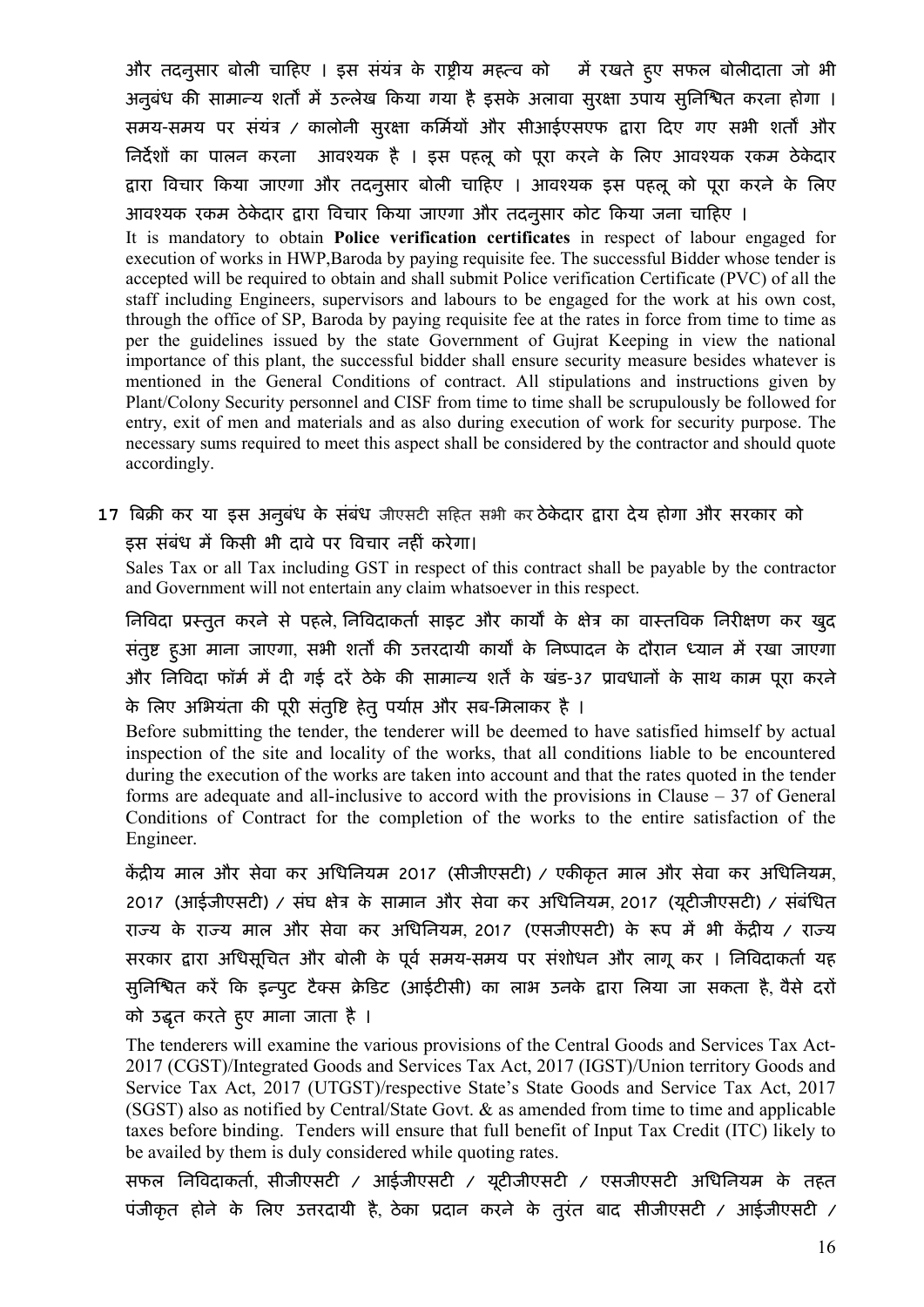और तदनुसार बोली चाहिए । इस संयंत्र के राष्ट्रीय महत्व को में रखते हुए सफल बोलीदाता जो भी अनुबंध की सामान्य शर्तों में उल्लेख किया गया है इसके अलावा सुरक्षा उपाय सुनिश्चित करना होगा । समय-समय पर संयंत्र / कालोनी सुरक्षा कर्मियों और सीआईएसएफ द्वारा दिए गए सभी शर्तों और निर्देशों का पालन करना आवश्यक है । इस पहलू को पूरा करने के लिए आवश्यक रकम ठेकेदार द्वारा विचार किया जाएगा और तदनुसार बोली चाहिए । आवश्यक इस पहलू को पूरा करने के लिए आवश्यक रकम ठेकेदार द्वारा विचार किया जाएगा और तदनुसार कोट किया जना चाहिए ।

It is mandatory to obtain **Police verification certificates** in respect of labour engaged for execution of works in HWP,Baroda by paying requisite fee. The successful Bidder whose tender is accepted will be required to obtain and shall submit Police verification Certificate (PVC) of all the staff including Engineers, supervisors and labours to be engaged for the work at his own cost, through the office of SP, Baroda by paying requisite fee at the rates in force from time to time as per the guidelines issued by the state Government of Gujrat Keeping in view the national importance of this plant, the successful bidder shall ensure security measure besides whatever is mentioned in the General Conditions of contract. All stipulations and instructions given by Plant/Colony Security personnel and CISF from time to time shall be scrupulously be followed for entry, exit of men and materials and as also during execution of work for security purpose. The necessary sums required to meet this aspect shall be considered by the contractor and should quote accordingly.

17 बिक्री कर या इस अनुबंध के संबंध जीएसटी सहित सभी कर ठेकेदार द्वारा देय होगा और सरकार को इस संबंध में किसी भी दावे पर विचार नहीं करेगा।

Sales Tax or all Tax including GST in respect of this contract shall be payable by the contractor and Government will not entertain any claim whatsoever in this respect.

निविदा प्रस्तुत करने से पहले, निविदाकर्ता साइट और कार्यों के क्षेत्र का वास्तविक निरीक्षण कर खुद संतुष्ट हुआ माना जाएगा, सभी शर्तों की उत्तरदायी कार्यों के निष्पादन के दौरान ध्यान में रखा जाएगा और निविदा फॉर्म में दी गई दरें ठेके की सामान्य शर्तें के खंड-37 प्रावधानों के साथ काम पूरा करने के लिए अभियंता की पूरी संतुष्टि हेतु पर्याप्त और सब-मिलाकर है ।

Before submitting the tender, the tenderer will be deemed to have satisfied himself by actual inspection of the site and locality of the works, that all conditions liable to be encountered during the execution of the works are taken into account and that the rates quoted in the tender forms are adequate and all-inclusive to accord with the provisions in Clause – 37 of General Conditions of Contract for the completion of the works to the entire satisfaction of the Engineer.

केंद्रीय माल और सेवा कर अधिनियम 2017 (सीजीएसटी) / एकीकृत माल और सेवा कर अधिनियम, 2017 (आईजीएसटी) / संघ क्षेत्र के सामान और सेवा कर अधिनियम, 2017 (यूटीजीएसटी) / संबंधित राज्य के राज्य माल और सेवा कर अधिनियम, 2017 (एसजीएसटी) के रूप में भी केंद्रीय / राज्य सरकार द्वारा अधिसूचित और बोली के पूर्व समय-समय पर संशोधन और लागू कर । निविदाकर्ता यह सुनिश्चित करें कि इन्पुट टैक्स क्रेडिट (आईटीसी) का लाभ उनके द्वारा लिया जा सकता है, वैसे दरों को उद्धृत करते हुए माना जाता है ।

The tenderers will examine the various provisions of the Central Goods and Services Tax Act-2017 (CGST)/Integrated Goods and Services Tax Act, 2017 (IGST)/Union territory Goods and Service Tax Act, 2017 (UTGST)/respective State's State Goods and Service Tax Act, 2017 (SGST) also as notified by Central/State Govt. & as amended from time to time and applicable taxes before binding. Tenders will ensure that full benefit of Input Tax Credit (ITC) likely to be availed by them is duly considered while quoting rates.

सफल निविदाकर्ता, सीजीएसटी / आईजीएसटी / यूटीजीएसटी / एसजीएसटी अधिनियम के तहत पंजीकृत होने के लिए उत्तरदायी है, ठेका प्रदान करने के तुरंत बाद सीजीएसटी / आईजीएसटी /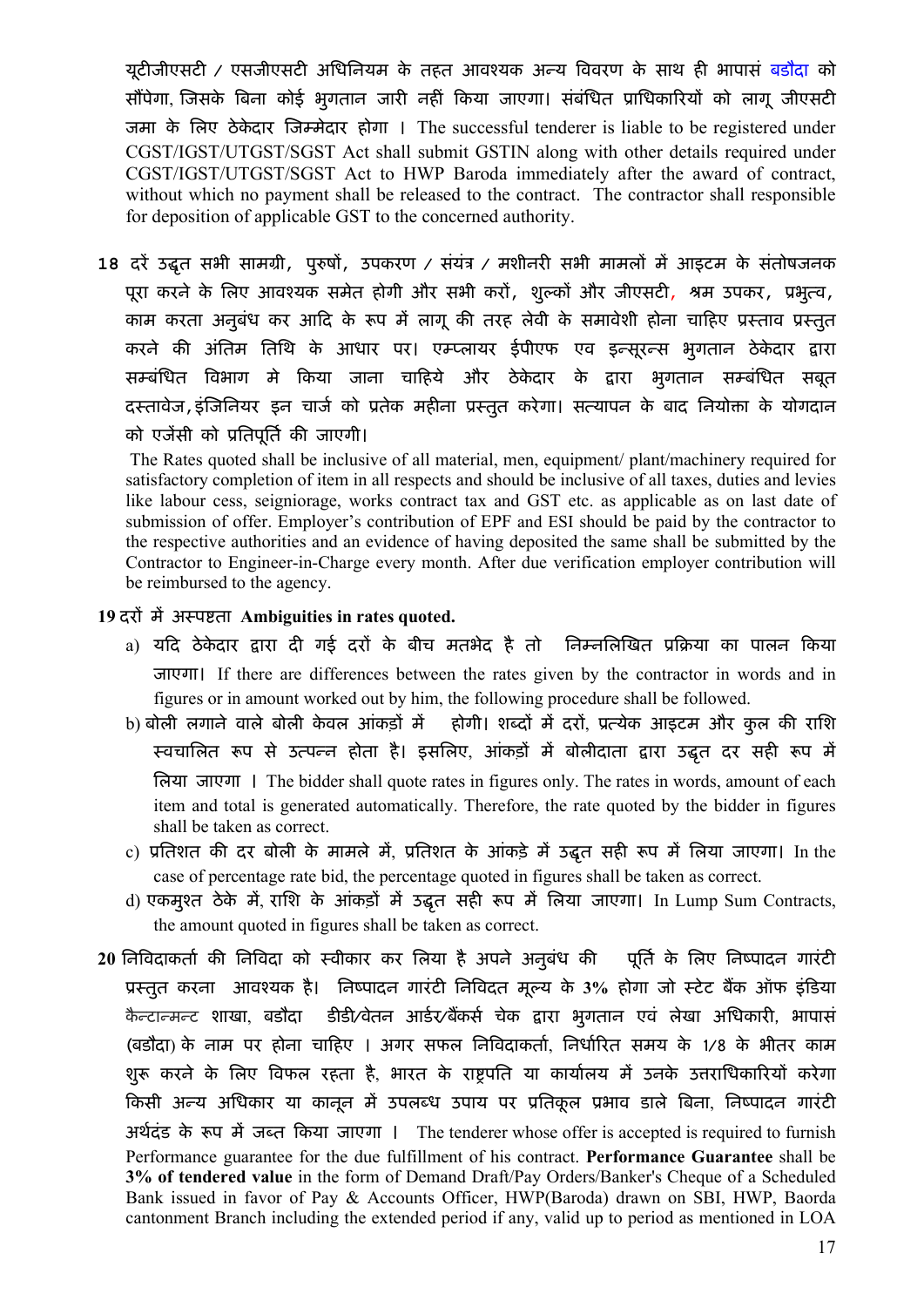यूटीजीएसटी / एसजीएसटी अधिनियम के तहत आवश्यक अन्य विवरण के साथ ही भापासं बडौदा को सौंपेगा, जिसके बिना कोई भुगतान जारी नहीं किया जाएगा। संबंधित प्राधिकारियों को लागू जीएसटी जमा के लिए ठेकेदार जिम्मेदार होगा । The successful tenderer is liable to be registered under CGST/IGST/UTGST/SGST Act shall submit GSTIN along with other details required under CGST/IGST/UTGST/SGST Act to HWP Baroda immediately after the award of contract, without which no payment shall be released to the contract. The contractor shall responsible for deposition of applicable GST to the concerned authority.

18 दरें उद्धृत सभी सामग्री, पुरुषों, उपकरण / संयंत्र / मशीनरी सभी मामलों में आइटम के संतोषजनक पूरा करने के लिए आवश्यक समेत होगी और सभी करों, शुल्कों और जीएसटी, श्रम उपकर, प्रभुत्व, काम करता अनुबंध कर आदि के रूप में लागू की तरह लेवी के समावेशी होना चाहिए प्रस्ताव प्रस्तुत करने की अंतिम तिथि के आधार पर। एम्प्लायर ईपीएफ एव इन्सूरन्स भुगतान ठेकेदार द्वारा सम्बंधित विभाग मे किया जाना चाहिये और ठेकेदार के द्वारा भुगतान सम्बंधित सबूत दस्तावेज,इंजिनियर इन चार्ज को प्रतेक महीना प्रस्तुत करेगा। सत्यापन के बाद नियोक्ता के योगदान को एजेंसी को प्रतिपूर्ति की जाएगी।

The Rates quoted shall be inclusive of all material, men, equipment/ plant/machinery required for satisfactory completion of item in all respects and should be inclusive of all taxes, duties and levies like labour cess, seigniorage, works contract tax and GST etc. as applicable as on last date of submission of offer. Employer's contribution of EPF and ESI should be paid by the contractor to the respective authorities and an evidence of having deposited the same shall be submitted by the Contractor to Engineer-in-Charge every month. After due verification employer contribution will be reimbursed to the agency.

**19** दरों में अस्पष्टता **Ambiguities in rates quoted.**

a) यदि ठेकेदार द्वारा दी गई दरों के बीच मतभेद है तो निम्नलिखित प्रक्रिया का पालन किया जाएगा। If there are differences between the rates given by the contractor in words and in figures or in amount worked out by him, the following procedure shall be followed.

b) बोली लगाने वाले बोली केवल आंकड़ों में होगी। शब्दों में दरों, प्रत्येक आइटम और कुल की राशि स्वचालित रूप से उत्पन्न होता है। इसलिए, आंकड़ों में बोलीदाता द्वारा उद्धृत दर सही रूप में लिया जाएगा । The bidder shall quote rates in figures only. The rates in words, amount of each item and total is generated automatically. Therefore, the rate quoted by the bidder in figures shall be taken as correct.

c) प्रतिशत की दर बोली के मामले में, प्रतिशत के आंकड़े में उद्धृत सही रूप में लिया जाएगा। In the case of percentage rate bid, the percentage quoted in figures shall be taken as correct.

d) एकमुश्त ठेके में, राशि के आंकड़ों में उद्धृत सही रूप में लिया जाएगा। In Lump Sum Contracts, the amount quoted in figures shall be taken as correct.

**20** निविदाकर्ता की निविदा को स्वीकार कर लिया है अपने अनुबंध की पूर्ति के लिए निष्पादन गारंटी प्रस्तुत करना आवश्यक है। निष्पादन गारंटी निविदत मूल्य के 3% होगा जो स्टेट बैंक ऑफ इंडिया कैन्टान्मन्ट शाखा, बडौदा डीडी/वेतन आर्डर/बैंकर्स चेक द्वारा भुगतान एवं लेखा अधिकारी, भापासं (बडौदा) के नाम पर होना चाहिए । अगर सफल निविदाकर्ता, निर्धारित समय के 1/8 के भीतर काम शुरू करने के लिए विफल रहता है, भारत के राष्ट्रपति या कार्यालय में उनके उत्तराधिकारियों करेगा किसी अन्य अधिकार या कानून में उपलब्ध उपाय पर प्रतिकूल प्रभाव डाले बिना, निष्पादन गारंटी अर्थदंड के रूप में जब्त किया जाएगा । The tenderer whose offer is accepted is required to furnish Performance guarantee for the due fulfillment of his contract. **Performance Guarantee** shall be **3% of tendered value** in the form of Demand Draft/Pay Orders/Banker's Cheque of a Scheduled Bank issued in favor of Pay & Accounts Officer, HWP(Baroda) drawn on SBI, HWP, Baorda cantonment Branch including the extended period if any, valid up to period as mentioned in LOA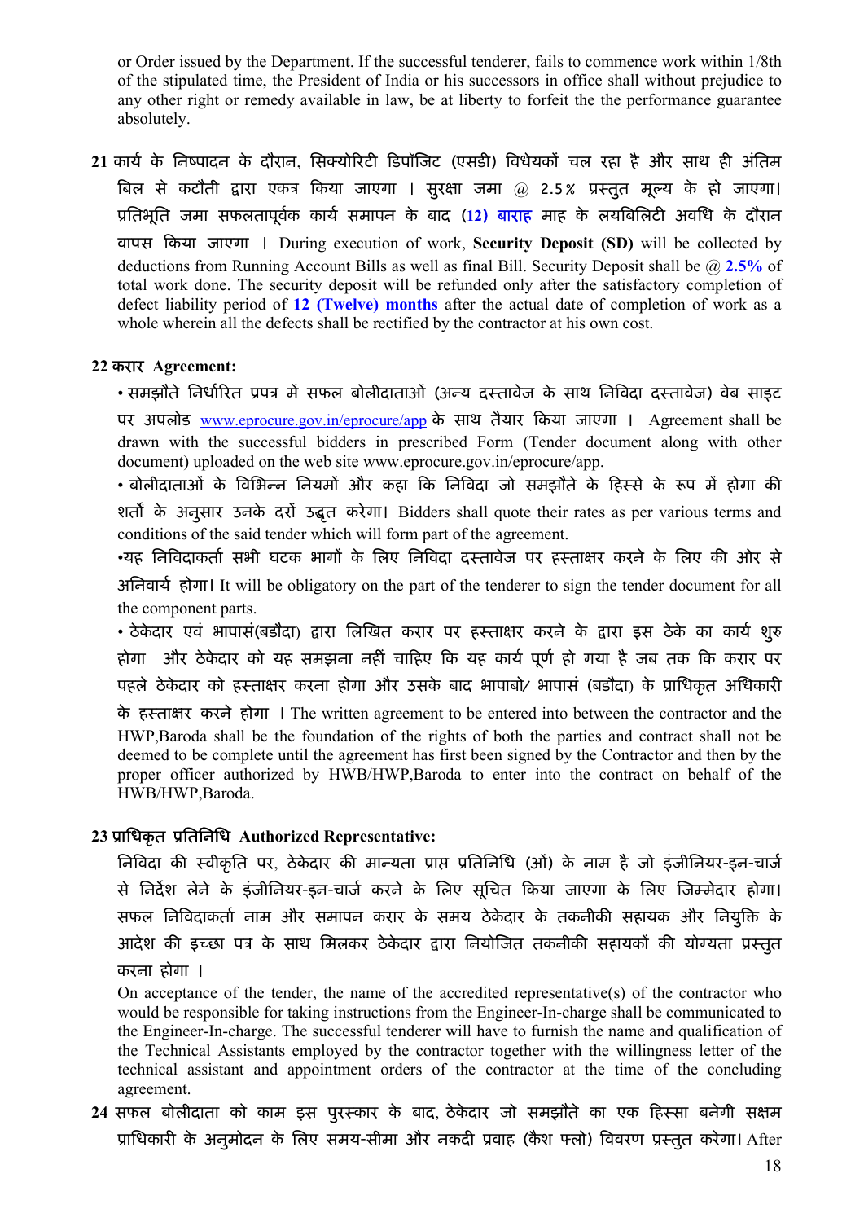or Order issued by the Department. If the successful tenderer, fails to commence work within 1/8th of the stipulated time, the President of India or his successors in office shall without prejudice to any other right or remedy available in law, be at liberty to forfeit the the performance guarantee absolutely.

**21** कार्य के निष्पादन के दौरान, सिक्योरिटी डिपॉजिट (एसडी) विधेयकों चल रहा है और साथ ही अंतिम बिल से कटौती द्वारा एकत्र किया जाएगा । सुरक्षा जमा @ 2.5% प्रस्तुत मूल्य के हो जाएगा। प्रतिभूति जमा सफलतापूर्वक कार्य समापन के बाद **(12) बाराह** माह के लयबिलिटी अवधि के दौरान वापस किया जाएगा । During execution of work, **Security Deposit (SD)** will be collected by deductions from Running Account Bills as well as final Bill. Security Deposit shall be @ **2.5%** of total work done. The security deposit will be refunded only after the satisfactory completion of defect liability period of **12 (Twelve) months** after the actual date of completion of work as a whole wherein all the defects shall be rectified by the contractor at his own cost.

**22 करार Agreement:**

• समझौते निर्धारित प्रपत्र में सफल बोलीदाताओं (अन्य दस्तावेज के साथ निविदा दस्तावेज) वेब साइट पर अपलोड www.eprocure.gov.in/eprocure/app के साथ तैयार किया जाएगा । Agreement shall be drawn with the successful bidders in prescribed Form (Tender document along with other document) uploaded on the web site www.eprocure.gov.in/eprocure/app.

• बोलीदाताओं के विभिन्न नियमों और कहा कि निविदा जो समझौते के हिस्से के रूप में होगा की शर्तों के अनुसार उनके दरों उद्धृत करेगा। Bidders shall quote their rates as per various terms and conditions of the said tender which will form part of the agreement.

•यह निविदाकर्ता सभी घटक भागों के लिए निविदा दस्तावेज पर हस्ताक्षर करने के लिए की ओर से अनिवार्य होगा। It will be obligatory on the part of the tenderer to sign the tender document for all the component parts.

• ठेकेदार एवं भापासं(बडौदा) द्वारा लिखित करार पर हस्ताक्षर करने के द्वारा इस ठेके का कार्य शुरु होगा और ठेकेदार को यह समझना नहीं चाहिए कि यह कार्य पूर्ण हो गया है जब तक कि करार पर पहले ठेकेदार को हस्ताक्षर करना होगा और उसके बाद भापाबो/ भापासं (बडौदा) के प्राधिकृत अधिकारी के हस्ताक्षर करने होगा । The written agreement to be entered into between the contractor and the HWP,Baroda shall be the foundation of the rights of both the parties and contract shall not be deemed to be complete until the agreement has first been signed by the Contractor and then by the proper officer authorized by HWB/HWP,Baroda to enter into the contract on behalf of the HWB/HWP,Baroda.

**23 प्राधिकृत प्रतिनिधि Authorized Representative:**

निविदा की स्वीकृति पर, ठेकेदार की मान्यता प्राप्त प्रतिनिधि (ओं) के नाम है जो इंजीनियर-इन-चार्ज से निर्देश लेने के इंजीनियर-इन-चार्ज करने के लिए सूचित किया जाएगा के लिए जिम्मेदार होगा। सफल निविदाकर्ता नाम और समापन करार के समय ठेकेदार के तकनीकी सहायक और नियुक्ति के आदेश की इच्छा पत्र के साथ मिलकर ठेकेदार द्वारा नियोजित तकनीकी सहायकों की योग्यता प्रस्तुत करना होगा ।

On acceptance of the tender, the name of the accredited representative(s) of the contractor who would be responsible for taking instructions from the Engineer-In-charge shall be communicated to the Engineer-In-charge. The successful tenderer will have to furnish the name and qualification of the Technical Assistants employed by the contractor together with the willingness letter of the technical assistant and appointment orders of the contractor at the time of the concluding agreement.

**24** सफल बोलीदाता को काम इस पुरस्कार के बाद, ठेकेदार जो समझौते का एक हिस्सा बनेगी सक्षम प्राधिकारी के अनुमोदन के लिए समय-सीमा और नकदी प्रवाह (कैश फ्लो) विवरण प्रस्तुत करेगा। After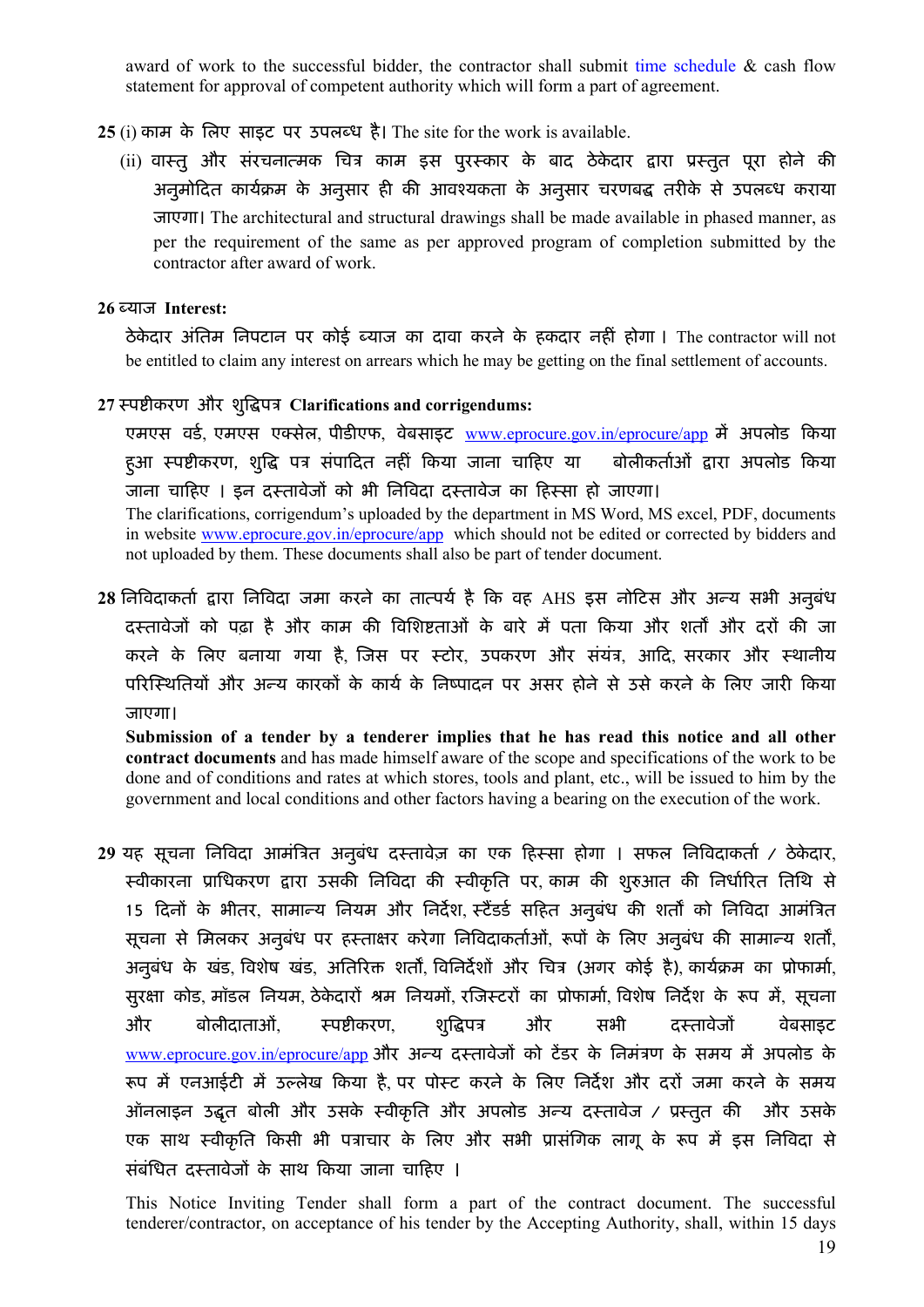award of work to the successful bidder, the contractor shall submit time schedule & cash flow statement for approval of competent authority which will form a part of agreement.

**25** (i) काम के लिए साइट पर उपलब्ध है। The site for the work is available.

(ii) वास्तु और संरचनात्मक चित्र काम इस पुरस्कार के बाद ठेकेदार द्वारा प्रस्तुत पूरा होने की अनुमोदित कार्यक्रम के अनुसार ही की आवश्यकता के अनुसार चरणबद्ध तरीके से उपलब्ध कराया जाएगा। The architectural and structural drawings shall be made available in phased manner, as per the requirement of the same as per approved program of completion submitted by the contractor after award of work.

**26** ब्याज **Interest:**

ठेकेदार अंतिम निपटान पर कोई ब्याज का दावा करने के हकदार नहीं होगा। The contractor will not be entitled to claim any interest on arrears which he may be getting on the final settlement of accounts.

**27** स्पष्टीकरण और शुद्धिपत्र **Clarifications and corrigendums:**

एमएस वर्ड, एमएस एक्सेल, पीडीएफ, वेबसाइट www.eprocure.gov.in/eprocure/app में अपलोड किया हुआ स्पष्टीकरण, शुद्धि पत्र संपादित नहीं किया जाना चाहिए या बोलीकर्ताओं द्वारा अपलोड किया जाना चाहिए । इन दस्तावेजों को भी निविदा दस्तावेज का हिस्सा हो जाएगा।

The clarifications, corrigendum's uploaded by the department in MS Word, MS excel, PDF, documents in website www.eprocure.gov.in/eprocure/app which should not be edited or corrected by bidders and not uploaded by them. These documents shall also be part of tender document.

**28** निविदाकर्ता द्वारा निविदा जमा करने का तात्पर्य है कि वह AHS इस नोटिस और अन्य सभी अनुबंध दस्तावेजों को पढ़ा है और काम की विशिष्टताओं के बारे में पता किया और शर्तों और दरों की जा करने के लिए बनाया गया है, जिस पर स्टोर, उपकरण और संयंत्र, आदि, सरकार और स्थानीय परिस्थितियों और अन्य कारकों के कार्य के निष्पादन पर असर होने से उसे करने के लिए जारी किया जाएगा।

**Submission of a tender by a tenderer implies that he has read this notice and all other contract documents** and has made himself aware of the scope and specifications of the work to be done and of conditions and rates at which stores, tools and plant, etc., will be issued to him by the government and local conditions and other factors having a bearing on the execution of the work.

**29** यह सूचना निविदा आमंत्रित अनुबंध दस्तावेज़ का एक हिस्सा होगा । सफल निविदाकर्ता / ठेकेदार, स्वीकारना प्राधिकरण द्वारा उसकी निविदा की स्वीकृति पर, काम की शुरुआत की निर्धारित तिथि से 15 दिनों के भीतर, सामान्य नियम और निर्देश, स्टैंडर्ड सहित अनुबंध की शर्तों को निविदा आमंत्रित सूचना से मिलकर अनुबंध पर हस्ताक्षर करेगा निविदाकर्ताओं, रूपों के लिए अनुबंध की सामान्य शर्तों, अनुबंध के खंड, विशेष खंड, अतिरिक्त शर्तों, विनिर्देशों और चित्र (अगर कोई है), कार्यक्रम का प्रोफार्मा, सुरक्षा कोड, मॉडल नियम, ठेकेदारों श्रम नियमों, रजिस्टरों का प्रोफार्मा, विशेष निर्देश के रूप में, सूचना और बोलीदाताओं, स्पष्टीकरण, शुद्धिपत्र और सभी दस्तावेजों वेबसाइट www.eprocure.gov.in/eprocure/app और अन्य दस्तावेजों को टेंडर के निमंत्रण के समय में अपलोड के रूप में एनआईटी में उल्लेख किया है, पर पोस्ट करने के लिए निर्देश और दरों जमा करने के समय ऑनलाइन उद्धृत बोली और उसके स्वीकृति और अपलोड अन्य दस्तावेज / प्रस्तुत की और उसके एक साथ स्वीकृति किसी भी पत्राचार के लिए और सभी प्रासंगिक लागू के रूप में इस निविदा से संबंधित दस्तावेजों के साथ किया जाना चाहिए ।

This Notice Inviting Tender shall form a part of the contract document. The successful tenderer/contractor, on acceptance of his tender by the Accepting Authority, shall, within 15 days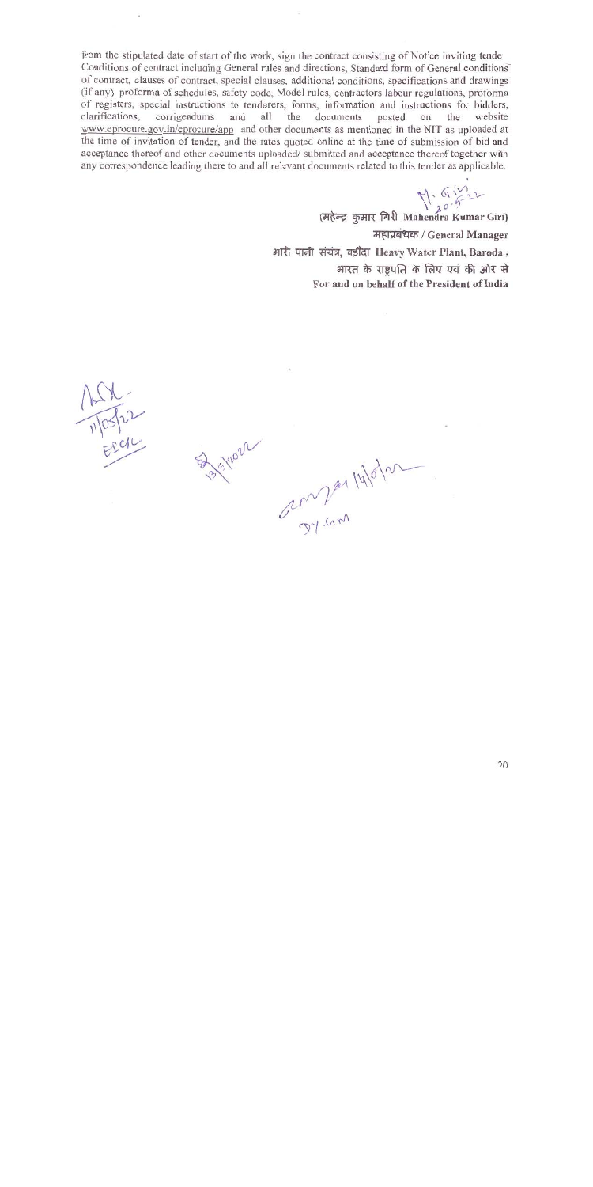from the stipulated date of start of the work, sign the contract consisting of Notice inviting tende Conditions of contract including General rules and directions, Standard form of General conditions of contract, clauses of contract, special clauses, additional conditions, specifications and drawings (if any), proforma of schedules, safety code, Model rules, contractors labour regulations, proforma of registers, special instructions to tenderers, forms, information and instructions for bidders, clarifications, corrigendums and all the documents posted on the website www.eprocure.gov.in/eprocure/app and other documents as mentioned in the NIT as uploaded at the time of invitation of tender, and the rates quoted online at the time of submission of bid and acceptance thereof and other documents uploaded/ submitted and acceptance thereof together with any correspondence leading there to and all relevant documents related to this tender as applicable.

M. Giri
20.5.22

(महेन्द्र कुमार गिरी Mahendra Kumar Giri)

महाप्रबंधक / General Manager

भारी पानी संयंत्र, बड़ौदा Heavy Water Plant, Baroda ,

भारत के राष्ट्रपति के लिए एवं की ओर से

**For and on behalf of the President of India**

11/05/22
EE(C)

13/5/2022

14/5/22
Dy. GM